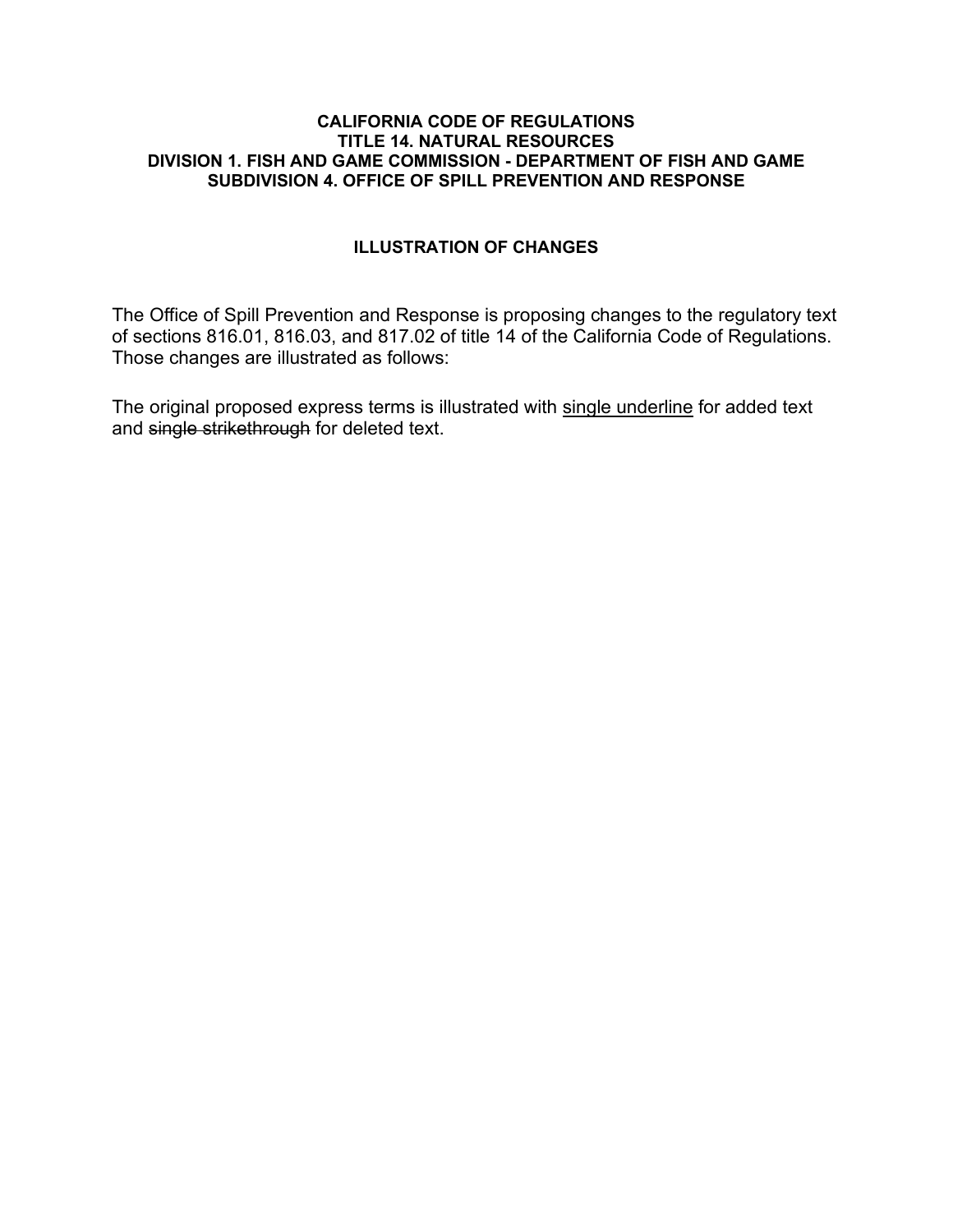**CALIFORNIA CODE OF REGULATIONS**
**TITLE 14. NATURAL RESOURCES**
**DIVISION 1. FISH AND GAME COMMISSION - DEPARTMENT OF FISH AND GAME**
**SUBDIVISION 4. OFFICE OF SPILL PREVENTION AND RESPONSE**

**ILLUSTRATION OF CHANGES**

The Office of Spill Prevention and Response is proposing changes to the regulatory text of sections 816.01, 816.03, and 817.02 of title 14 of the California Code of Regulations. Those changes are illustrated as follows:

The original proposed express terms is illustrated with <u>single underline</u> for added text and ~~single strikethrough~~ for deleted text.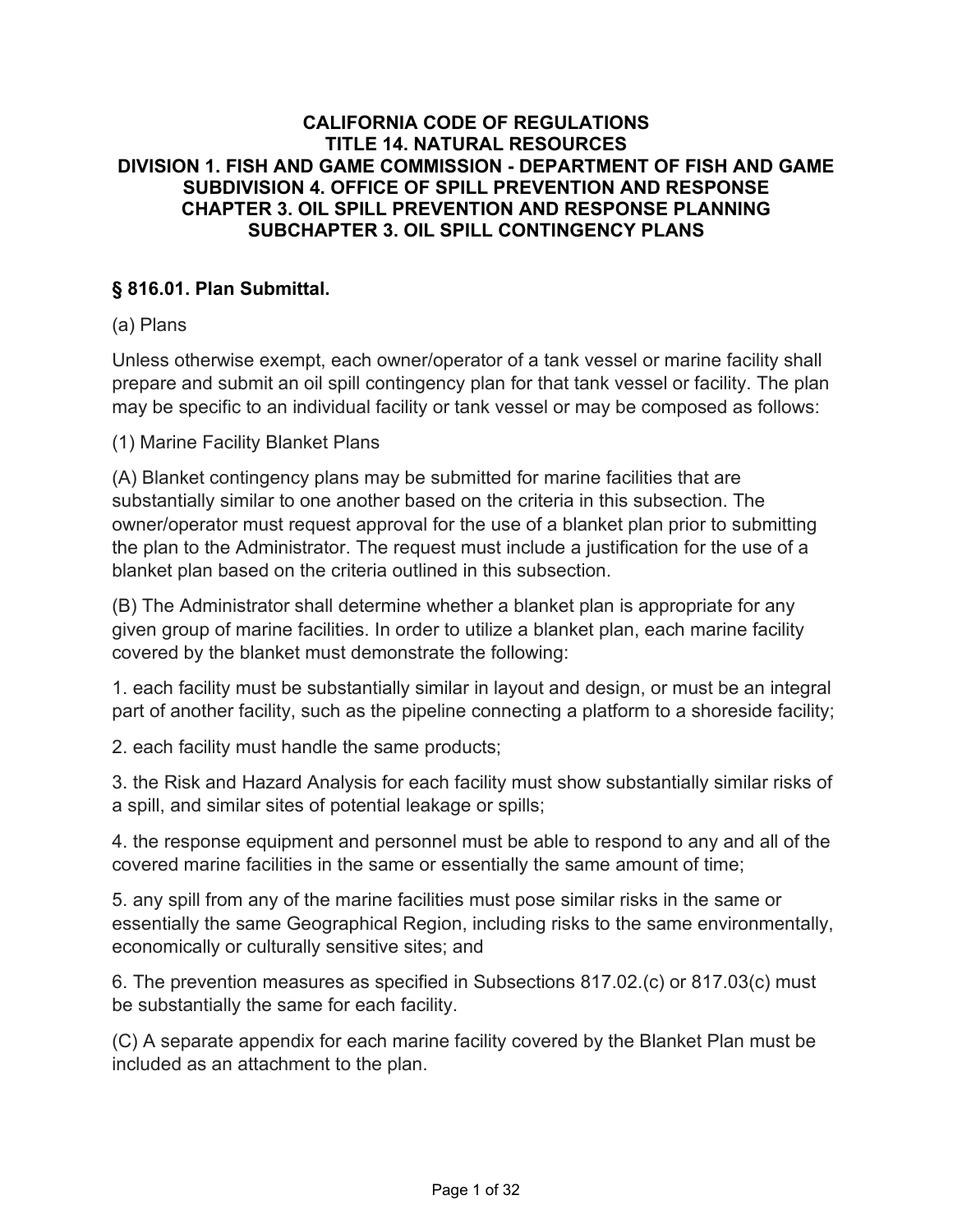**CALIFORNIA CODE OF REGULATIONS**
**TITLE 14. NATURAL RESOURCES**
**DIVISION 1. FISH AND GAME COMMISSION - DEPARTMENT OF FISH AND GAME**
**SUBDIVISION 4. OFFICE OF SPILL PREVENTION AND RESPONSE**
**CHAPTER 3. OIL SPILL PREVENTION AND RESPONSE PLANNING**
**SUBCHAPTER 3. OIL SPILL CONTINGENCY PLANS**

## § 816.01. Plan Submittal.

(a) Plans

Unless otherwise exempt, each owner/operator of a tank vessel or marine facility shall prepare and submit an oil spill contingency plan for that tank vessel or facility. The plan may be specific to an individual facility or tank vessel or may be composed as follows:

(1) Marine Facility Blanket Plans

(A) Blanket contingency plans may be submitted for marine facilities that are substantially similar to one another based on the criteria in this subsection. The owner/operator must request approval for the use of a blanket plan prior to submitting the plan to the Administrator. The request must include a justification for the use of a blanket plan based on the criteria outlined in this subsection.

(B) The Administrator shall determine whether a blanket plan is appropriate for any given group of marine facilities. In order to utilize a blanket plan, each marine facility covered by the blanket must demonstrate the following:

1. each facility must be substantially similar in layout and design, or must be an integral part of another facility, such as the pipeline connecting a platform to a shoreside facility;

2. each facility must handle the same products;

3. the Risk and Hazard Analysis for each facility must show substantially similar risks of a spill, and similar sites of potential leakage or spills;

4. the response equipment and personnel must be able to respond to any and all of the covered marine facilities in the same or essentially the same amount of time;

5. any spill from any of the marine facilities must pose similar risks in the same or essentially the same Geographical Region, including risks to the same environmentally, economically or culturally sensitive sites; and

6. The prevention measures as specified in Subsections 817.02.(c) or 817.03(c) must be substantially the same for each facility.

(C) A separate appendix for each marine facility covered by the Blanket Plan must be included as an attachment to the plan.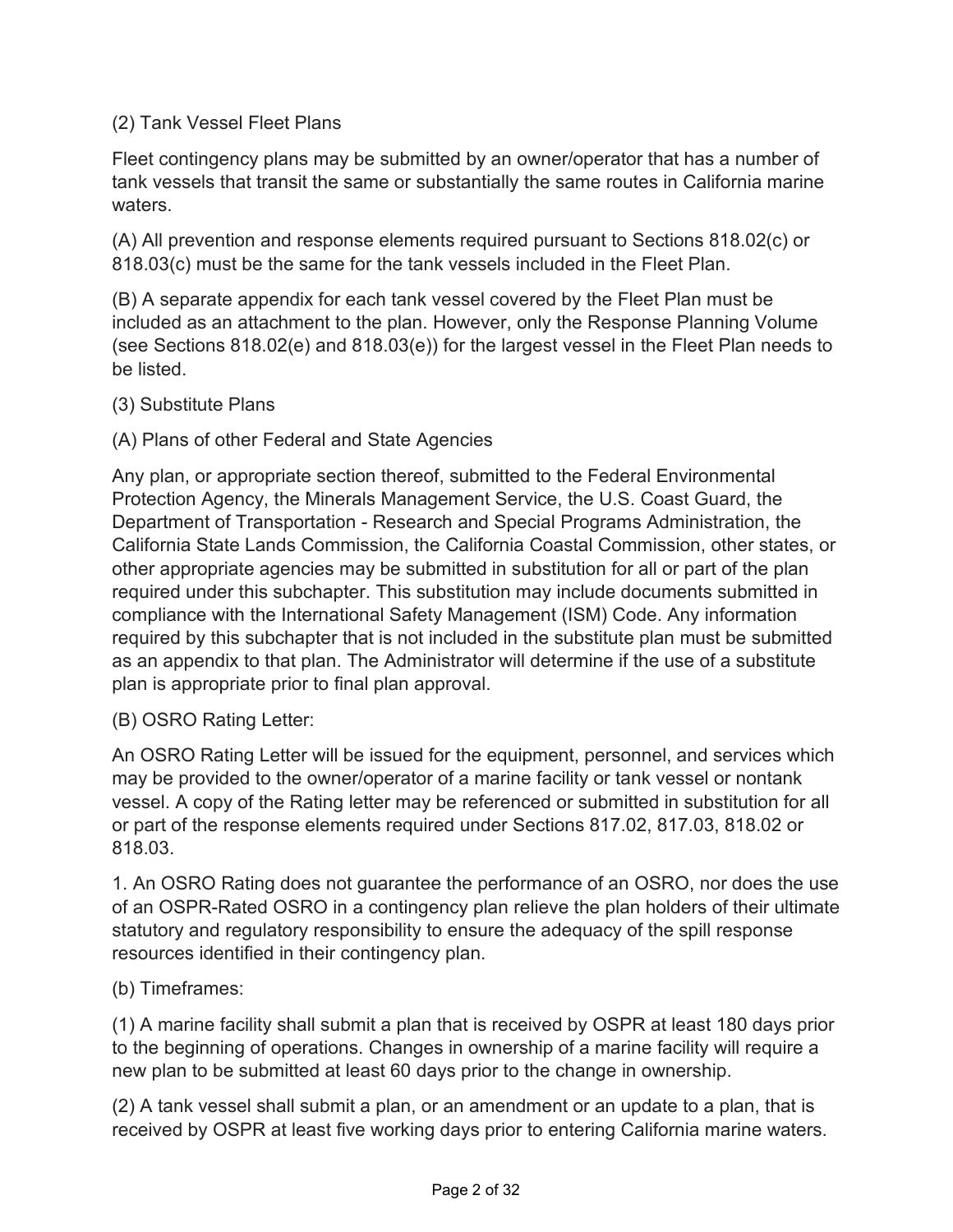(2) Tank Vessel Fleet Plans

Fleet contingency plans may be submitted by an owner/operator that has a number of tank vessels that transit the same or substantially the same routes in California marine waters.

(A) All prevention and response elements required pursuant to Sections 818.02(c) or 818.03(c) must be the same for the tank vessels included in the Fleet Plan.

(B) A separate appendix for each tank vessel covered by the Fleet Plan must be included as an attachment to the plan. However, only the Response Planning Volume (see Sections 818.02(e) and 818.03(e)) for the largest vessel in the Fleet Plan needs to be listed.

(3) Substitute Plans

(A) Plans of other Federal and State Agencies

Any plan, or appropriate section thereof, submitted to the Federal Environmental Protection Agency, the Minerals Management Service, the U.S. Coast Guard, the Department of Transportation - Research and Special Programs Administration, the California State Lands Commission, the California Coastal Commission, other states, or other appropriate agencies may be submitted in substitution for all or part of the plan required under this subchapter. This substitution may include documents submitted in compliance with the International Safety Management (ISM) Code. Any information required by this subchapter that is not included in the substitute plan must be submitted as an appendix to that plan. The Administrator will determine if the use of a substitute plan is appropriate prior to final plan approval.

(B) OSRO Rating Letter:

An OSRO Rating Letter will be issued for the equipment, personnel, and services which may be provided to the owner/operator of a marine facility or tank vessel or nontank vessel. A copy of the Rating letter may be referenced or submitted in substitution for all or part of the response elements required under Sections 817.02, 817.03, 818.02 or 818.03.

1. An OSRO Rating does not guarantee the performance of an OSRO, nor does the use of an OSPR-Rated OSRO in a contingency plan relieve the plan holders of their ultimate statutory and regulatory responsibility to ensure the adequacy of the spill response resources identified in their contingency plan.

(b) Timeframes:

(1) A marine facility shall submit a plan that is received by OSPR at least 180 days prior to the beginning of operations. Changes in ownership of a marine facility will require a new plan to be submitted at least 60 days prior to the change in ownership.

(2) A tank vessel shall submit a plan, or an amendment or an update to a plan, that is received by OSPR at least five working days prior to entering California marine waters.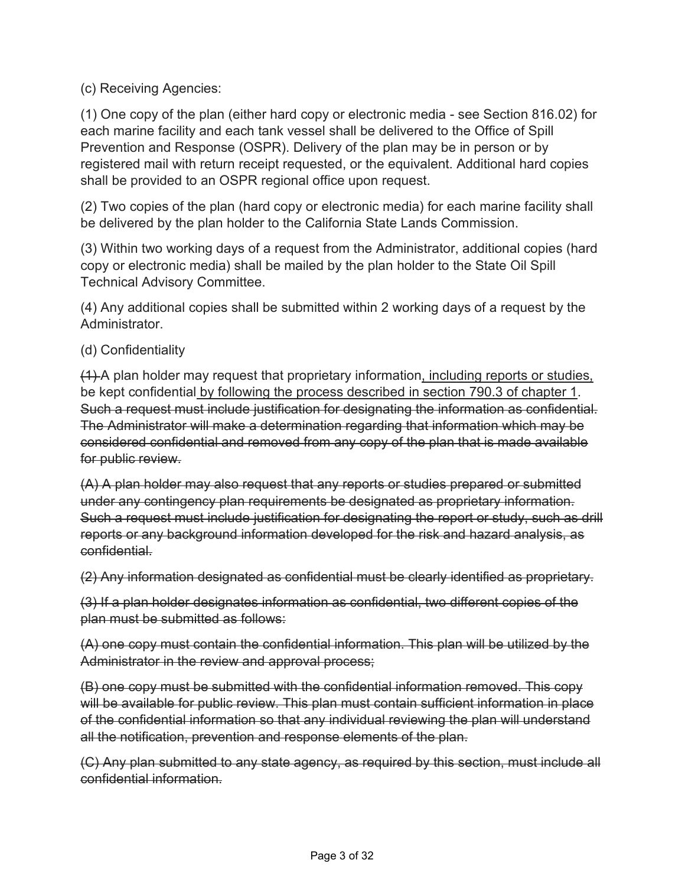(c) Receiving Agencies:

(1) One copy of the plan (either hard copy or electronic media - see Section 816.02) for each marine facility and each tank vessel shall be delivered to the Office of Spill Prevention and Response (OSPR). Delivery of the plan may be in person or by registered mail with return receipt requested, or the equivalent. Additional hard copies shall be provided to an OSPR regional office upon request.

(2) Two copies of the plan (hard copy or electronic media) for each marine facility shall be delivered by the plan holder to the California State Lands Commission.

(3) Within two working days of a request from the Administrator, additional copies (hard copy or electronic media) shall be mailed by the plan holder to the State Oil Spill Technical Advisory Committee.

(4) Any additional copies shall be submitted within 2 working days of a request by the Administrator.

(d) Confidentiality

~~(1)~~ A plan holder may request that proprietary information<u>, including reports or studies,</u> be kept confidential<u> by following the process described in section 790.3 of chapter 1</u>. ~~Such a request must include justification for designating the information as confidential. The Administrator will make a determination regarding that information which may be considered confidential and removed from any copy of the plan that is made available for public review.~~

~~(A) A plan holder may also request that any reports or studies prepared or submitted under any contingency plan requirements be designated as proprietary information. Such a request must include justification for designating the report or study, such as drill reports or any background information developed for the risk and hazard analysis, as confidential.~~

~~(2) Any information designated as confidential must be clearly identified as proprietary.~~

~~(3) If a plan holder designates information as confidential, two different copies of the plan must be submitted as follows:~~

~~(A) one copy must contain the confidential information. This plan will be utilized by the Administrator in the review and approval process;~~

~~(B) one copy must be submitted with the confidential information removed. This copy will be available for public review. This plan must contain sufficient information in place of the confidential information so that any individual reviewing the plan will understand all the notification, prevention and response elements of the plan.~~

~~(C) Any plan submitted to any state agency, as required by this section, must include all confidential information.~~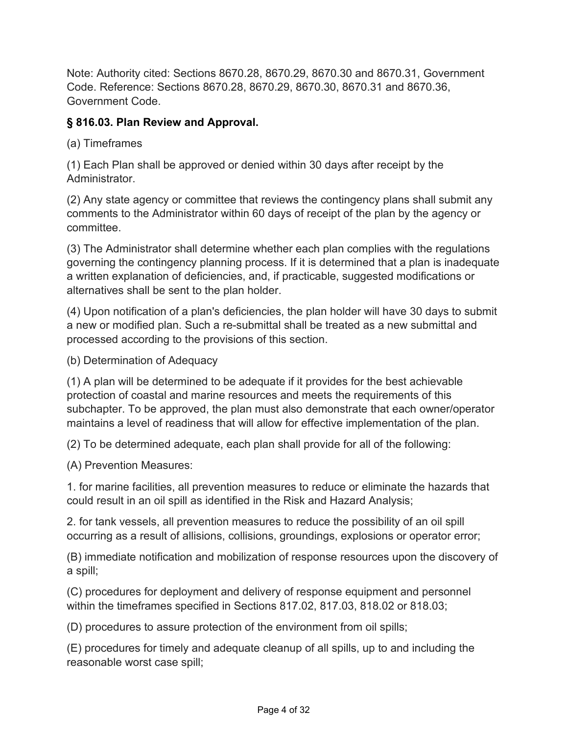Note: Authority cited: Sections 8670.28, 8670.29, 8670.30 and 8670.31, Government Code. Reference: Sections 8670.28, 8670.29, 8670.30, 8670.31 and 8670.36, Government Code.

### § 816.03. Plan Review and Approval.

(a) Timeframes

(1) Each Plan shall be approved or denied within 30 days after receipt by the Administrator.

(2) Any state agency or committee that reviews the contingency plans shall submit any comments to the Administrator within 60 days of receipt of the plan by the agency or committee.

(3) The Administrator shall determine whether each plan complies with the regulations governing the contingency planning process. If it is determined that a plan is inadequate a written explanation of deficiencies, and, if practicable, suggested modifications or alternatives shall be sent to the plan holder.

(4) Upon notification of a plan's deficiencies, the plan holder will have 30 days to submit a new or modified plan. Such a re-submittal shall be treated as a new submittal and processed according to the provisions of this section.

(b) Determination of Adequacy

(1) A plan will be determined to be adequate if it provides for the best achievable protection of coastal and marine resources and meets the requirements of this subchapter. To be approved, the plan must also demonstrate that each owner/operator maintains a level of readiness that will allow for effective implementation of the plan.

(2) To be determined adequate, each plan shall provide for all of the following:

(A) Prevention Measures:

1. for marine facilities, all prevention measures to reduce or eliminate the hazards that could result in an oil spill as identified in the Risk and Hazard Analysis;

2. for tank vessels, all prevention measures to reduce the possibility of an oil spill occurring as a result of allisions, collisions, groundings, explosions or operator error;

(B) immediate notification and mobilization of response resources upon the discovery of a spill;

(C) procedures for deployment and delivery of response equipment and personnel within the timeframes specified in Sections 817.02, 817.03, 818.02 or 818.03;

(D) procedures to assure protection of the environment from oil spills;

(E) procedures for timely and adequate cleanup of all spills, up to and including the reasonable worst case spill;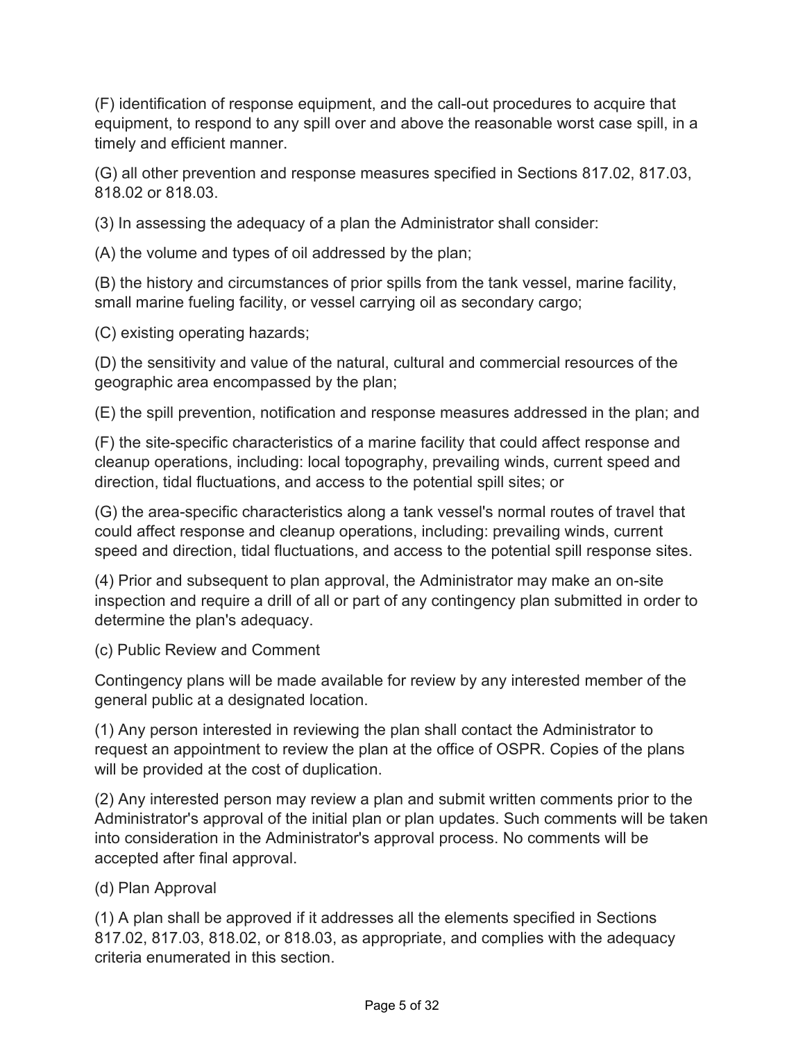(F) identification of response equipment, and the call-out procedures to acquire that equipment, to respond to any spill over and above the reasonable worst case spill, in a timely and efficient manner.

(G) all other prevention and response measures specified in Sections 817.02, 817.03, 818.02 or 818.03.

(3) In assessing the adequacy of a plan the Administrator shall consider:

(A) the volume and types of oil addressed by the plan;

(B) the history and circumstances of prior spills from the tank vessel, marine facility, small marine fueling facility, or vessel carrying oil as secondary cargo;

(C) existing operating hazards;

(D) the sensitivity and value of the natural, cultural and commercial resources of the geographic area encompassed by the plan;

(E) the spill prevention, notification and response measures addressed in the plan; and

(F) the site-specific characteristics of a marine facility that could affect response and cleanup operations, including: local topography, prevailing winds, current speed and direction, tidal fluctuations, and access to the potential spill sites; or

(G) the area-specific characteristics along a tank vessel's normal routes of travel that could affect response and cleanup operations, including: prevailing winds, current speed and direction, tidal fluctuations, and access to the potential spill response sites.

(4) Prior and subsequent to plan approval, the Administrator may make an on-site inspection and require a drill of all or part of any contingency plan submitted in order to determine the plan's adequacy.

(c) Public Review and Comment

Contingency plans will be made available for review by any interested member of the general public at a designated location.

(1) Any person interested in reviewing the plan shall contact the Administrator to request an appointment to review the plan at the office of OSPR. Copies of the plans will be provided at the cost of duplication.

(2) Any interested person may review a plan and submit written comments prior to the Administrator's approval of the initial plan or plan updates. Such comments will be taken into consideration in the Administrator's approval process. No comments will be accepted after final approval.

(d) Plan Approval

(1) A plan shall be approved if it addresses all the elements specified in Sections 817.02, 817.03, 818.02, or 818.03, as appropriate, and complies with the adequacy criteria enumerated in this section.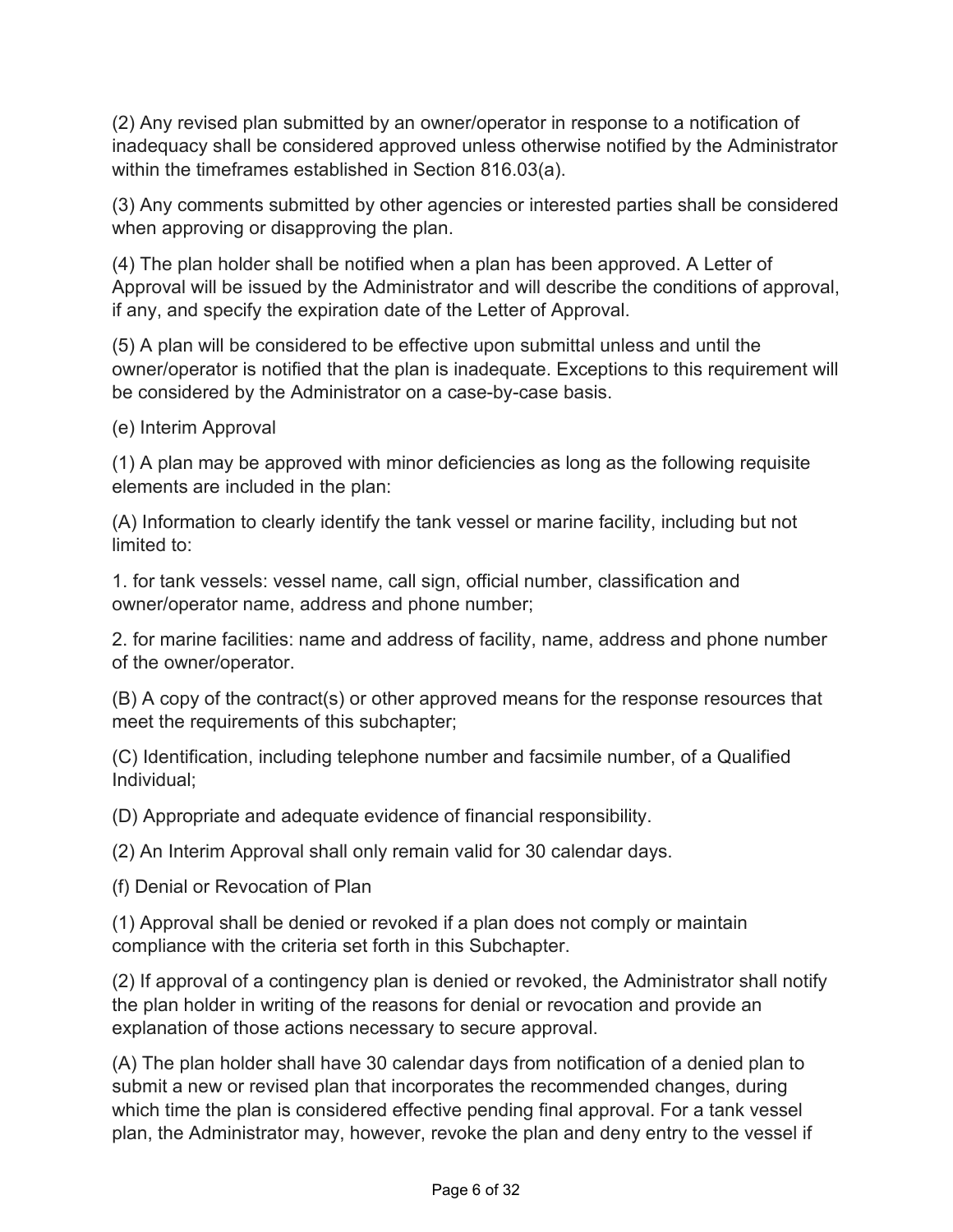(2) Any revised plan submitted by an owner/operator in response to a notification of inadequacy shall be considered approved unless otherwise notified by the Administrator within the timeframes established in Section 816.03(a).

(3) Any comments submitted by other agencies or interested parties shall be considered when approving or disapproving the plan.

(4) The plan holder shall be notified when a plan has been approved. A Letter of Approval will be issued by the Administrator and will describe the conditions of approval, if any, and specify the expiration date of the Letter of Approval.

(5) A plan will be considered to be effective upon submittal unless and until the owner/operator is notified that the plan is inadequate. Exceptions to this requirement will be considered by the Administrator on a case-by-case basis.

(e) Interim Approval

(1) A plan may be approved with minor deficiencies as long as the following requisite elements are included in the plan:

(A) Information to clearly identify the tank vessel or marine facility, including but not limited to:

1. for tank vessels: vessel name, call sign, official number, classification and owner/operator name, address and phone number;

2. for marine facilities: name and address of facility, name, address and phone number of the owner/operator.

(B) A copy of the contract(s) or other approved means for the response resources that meet the requirements of this subchapter;

(C) Identification, including telephone number and facsimile number, of a Qualified Individual;

(D) Appropriate and adequate evidence of financial responsibility.

(2) An Interim Approval shall only remain valid for 30 calendar days.

(f) Denial or Revocation of Plan

(1) Approval shall be denied or revoked if a plan does not comply or maintain compliance with the criteria set forth in this Subchapter.

(2) If approval of a contingency plan is denied or revoked, the Administrator shall notify the plan holder in writing of the reasons for denial or revocation and provide an explanation of those actions necessary to secure approval.

(A) The plan holder shall have 30 calendar days from notification of a denied plan to submit a new or revised plan that incorporates the recommended changes, during which time the plan is considered effective pending final approval. For a tank vessel plan, the Administrator may, however, revoke the plan and deny entry to the vessel if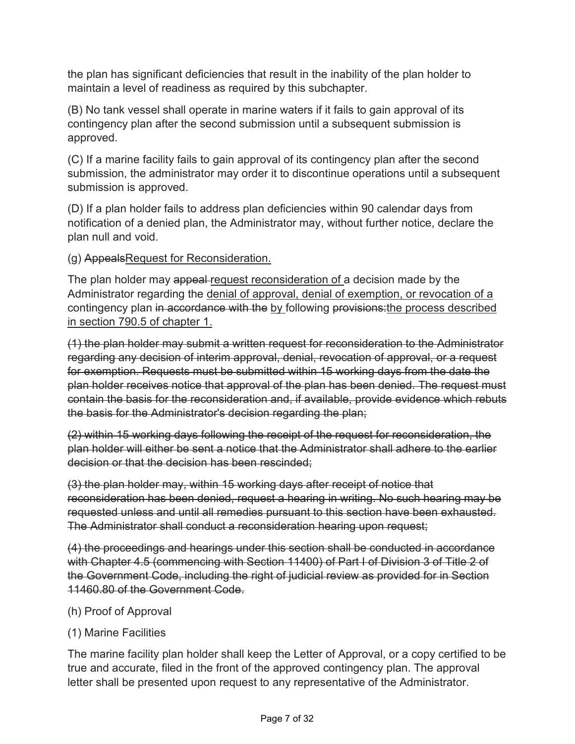the plan has significant deficiencies that result in the inability of the plan holder to maintain a level of readiness as required by this subchapter.

(B) No tank vessel shall operate in marine waters if it fails to gain approval of its contingency plan after the second submission until a subsequent submission is approved.

(C) If a marine facility fails to gain approval of its contingency plan after the second submission, the administrator may order it to discontinue operations until a subsequent submission is approved.

(D) If a plan holder fails to address plan deficiencies within 90 calendar days from notification of a denied plan, the Administrator may, without further notice, declare the plan null and void.

(g) ~~Appeals~~<u>Request for Reconsideration.</u>

The plan holder may ~~appeal~~ <u>request reconsideration of</u> a decision made by the Administrator regarding the <u>denial of approval, denial of exemption, or revocation of a</u> contingency plan ~~in accordance with the~~ <u>by</u> following ~~provisions:~~<u>the process described in section 790.5 of chapter 1.</u>

~~(1) the plan holder may submit a written request for reconsideration to the Administrator regarding any decision of interim approval, denial, revocation of approval, or a request for exemption. Requests must be submitted within 15 working days from the date the plan holder receives notice that approval of the plan has been denied. The request must contain the basis for the reconsideration and, if available, provide evidence which rebuts the basis for the Administrator's decision regarding the plan;~~

~~(2) within 15 working days following the receipt of the request for reconsideration, the plan holder will either be sent a notice that the Administrator shall adhere to the earlier decision or that the decision has been rescinded;~~

~~(3) the plan holder may, within 15 working days after receipt of notice that reconsideration has been denied, request a hearing in writing. No such hearing may be requested unless and until all remedies pursuant to this section have been exhausted. The Administrator shall conduct a reconsideration hearing upon request;~~

~~(4) the proceedings and hearings under this section shall be conducted in accordance with Chapter 4.5 (commencing with Section 11400) of Part I of Division 3 of Title 2 of the Government Code, including the right of judicial review as provided for in Section 11460.80 of the Government Code.~~

(h) Proof of Approval

(1) Marine Facilities

The marine facility plan holder shall keep the Letter of Approval, or a copy certified to be true and accurate, filed in the front of the approved contingency plan. The approval letter shall be presented upon request to any representative of the Administrator.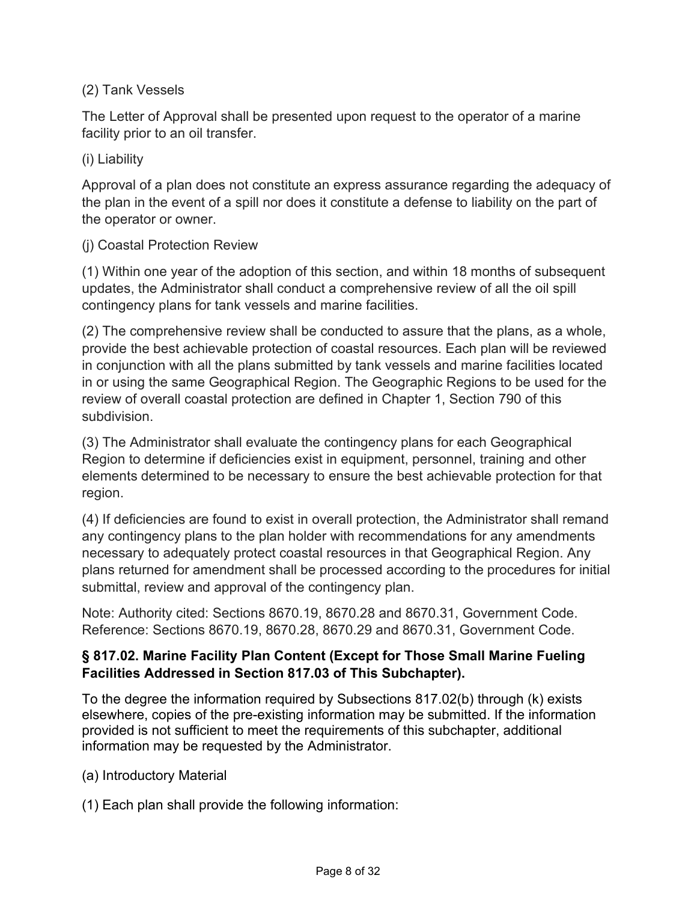(2) Tank Vessels

The Letter of Approval shall be presented upon request to the operator of a marine facility prior to an oil transfer.

(i) Liability

Approval of a plan does not constitute an express assurance regarding the adequacy of the plan in the event of a spill nor does it constitute a defense to liability on the part of the operator or owner.

(j) Coastal Protection Review

(1) Within one year of the adoption of this section, and within 18 months of subsequent updates, the Administrator shall conduct a comprehensive review of all the oil spill contingency plans for tank vessels and marine facilities.

(2) The comprehensive review shall be conducted to assure that the plans, as a whole, provide the best achievable protection of coastal resources. Each plan will be reviewed in conjunction with all the plans submitted by tank vessels and marine facilities located in or using the same Geographical Region. The Geographic Regions to be used for the review of overall coastal protection are defined in Chapter 1, Section 790 of this subdivision.

(3) The Administrator shall evaluate the contingency plans for each Geographical Region to determine if deficiencies exist in equipment, personnel, training and other elements determined to be necessary to ensure the best achievable protection for that region.

(4) If deficiencies are found to exist in overall protection, the Administrator shall remand any contingency plans to the plan holder with recommendations for any amendments necessary to adequately protect coastal resources in that Geographical Region. Any plans returned for amendment shall be processed according to the procedures for initial submittal, review and approval of the contingency plan.

Note: Authority cited: Sections 8670.19, 8670.28 and 8670.31, Government Code. Reference: Sections 8670.19, 8670.28, 8670.29 and 8670.31, Government Code.

### § 817.02. Marine Facility Plan Content (Except for Those Small Marine Fueling Facilities Addressed in Section 817.03 of This Subchapter).

To the degree the information required by Subsections 817.02(b) through (k) exists elsewhere, copies of the pre-existing information may be submitted. If the information provided is not sufficient to meet the requirements of this subchapter, additional information may be requested by the Administrator.

(a) Introductory Material

(1) Each plan shall provide the following information: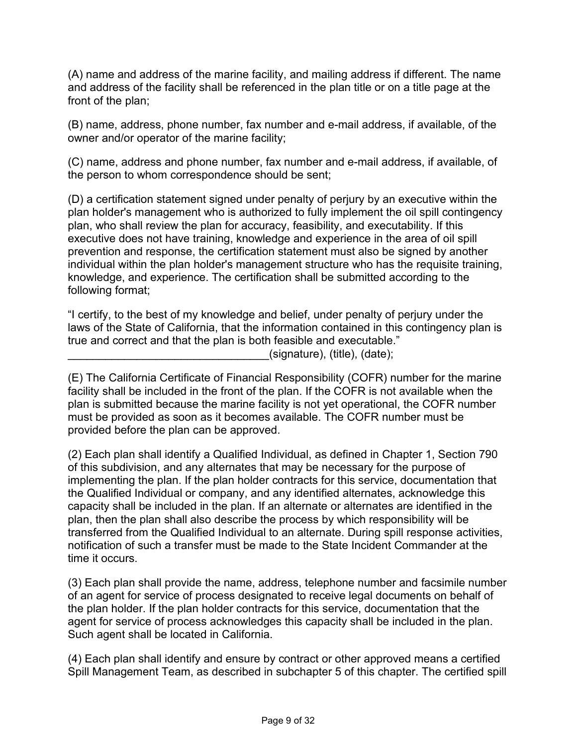(A) name and address of the marine facility, and mailing address if different. The name and address of the facility shall be referenced in the plan title or on a title page at the front of the plan;

(B) name, address, phone number, fax number and e-mail address, if available, of the owner and/or operator of the marine facility;

(C) name, address and phone number, fax number and e-mail address, if available, of the person to whom correspondence should be sent;

(D) a certification statement signed under penalty of perjury by an executive within the plan holder's management who is authorized to fully implement the oil spill contingency plan, who shall review the plan for accuracy, feasibility, and executability. If this executive does not have training, knowledge and experience in the area of oil spill prevention and response, the certification statement must also be signed by another individual within the plan holder's management structure who has the requisite training, knowledge, and experience. The certification shall be submitted according to the following format;

"I certify, to the best of my knowledge and belief, under penalty of perjury under the laws of the State of California, that the information contained in this contingency plan is true and correct and that the plan is both feasible and executable."
________________________________(signature), (title), (date);

(E) The California Certificate of Financial Responsibility (COFR) number for the marine facility shall be included in the front of the plan. If the COFR is not available when the plan is submitted because the marine facility is not yet operational, the COFR number must be provided as soon as it becomes available. The COFR number must be provided before the plan can be approved.

(2) Each plan shall identify a Qualified Individual, as defined in Chapter 1, Section 790 of this subdivision, and any alternates that may be necessary for the purpose of implementing the plan. If the plan holder contracts for this service, documentation that the Qualified Individual or company, and any identified alternates, acknowledge this capacity shall be included in the plan. If an alternate or alternates are identified in the plan, then the plan shall also describe the process by which responsibility will be transferred from the Qualified Individual to an alternate. During spill response activities, notification of such a transfer must be made to the State Incident Commander at the time it occurs.

(3) Each plan shall provide the name, address, telephone number and facsimile number of an agent for service of process designated to receive legal documents on behalf of the plan holder. If the plan holder contracts for this service, documentation that the agent for service of process acknowledges this capacity shall be included in the plan. Such agent shall be located in California.

(4) Each plan shall identify and ensure by contract or other approved means a certified Spill Management Team, as described in subchapter 5 of this chapter. The certified spill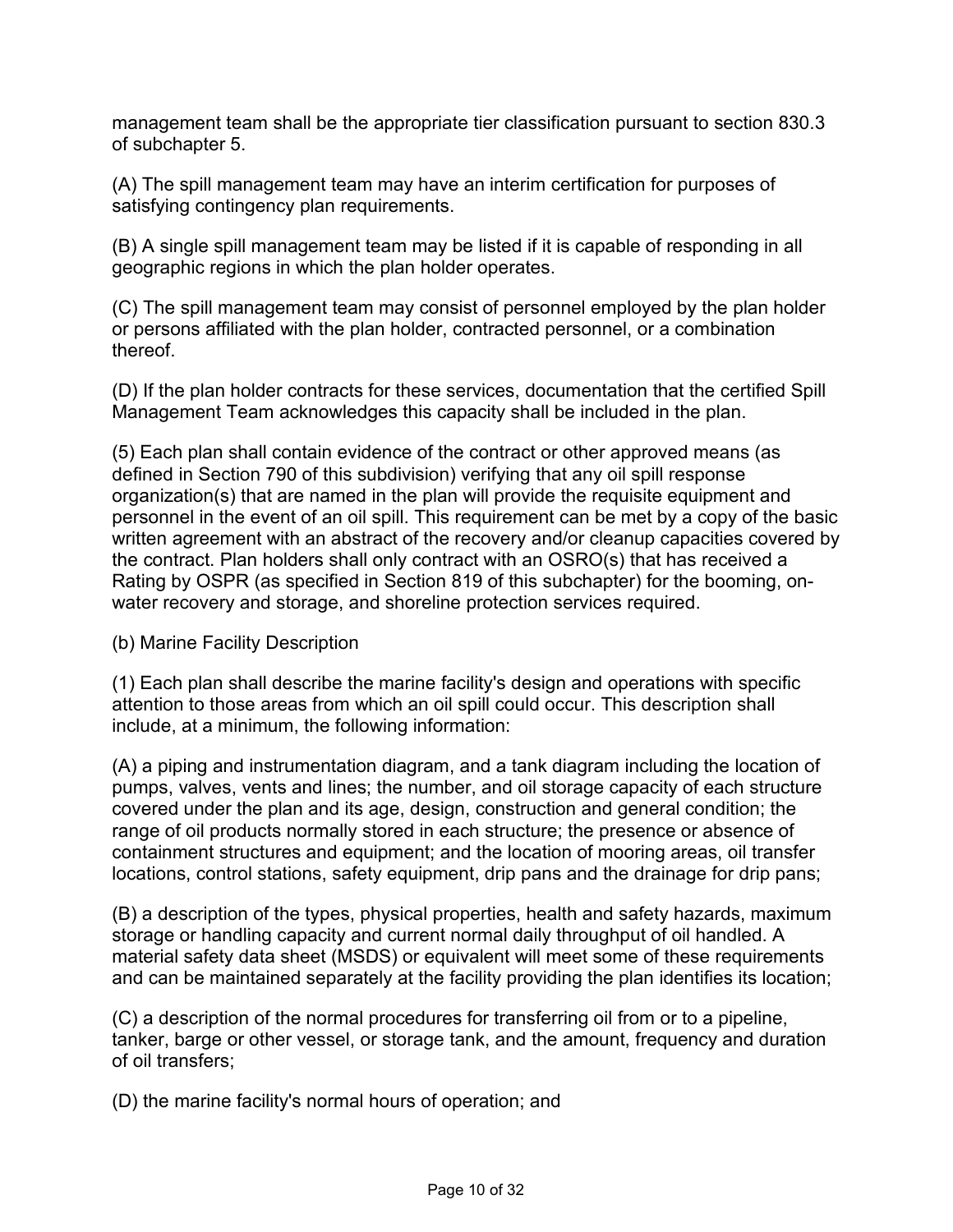management team shall be the appropriate tier classification pursuant to section 830.3 of subchapter 5.

(A) The spill management team may have an interim certification for purposes of satisfying contingency plan requirements.

(B) A single spill management team may be listed if it is capable of responding in all geographic regions in which the plan holder operates.

(C) The spill management team may consist of personnel employed by the plan holder or persons affiliated with the plan holder, contracted personnel, or a combination thereof.

(D) If the plan holder contracts for these services, documentation that the certified Spill Management Team acknowledges this capacity shall be included in the plan.

(5) Each plan shall contain evidence of the contract or other approved means (as defined in Section 790 of this subdivision) verifying that any oil spill response organization(s) that are named in the plan will provide the requisite equipment and personnel in the event of an oil spill. This requirement can be met by a copy of the basic written agreement with an abstract of the recovery and/or cleanup capacities covered by the contract. Plan holders shall only contract with an OSRO(s) that has received a Rating by OSPR (as specified in Section 819 of this subchapter) for the booming, on-water recovery and storage, and shoreline protection services required.

(b) Marine Facility Description

(1) Each plan shall describe the marine facility's design and operations with specific attention to those areas from which an oil spill could occur. This description shall include, at a minimum, the following information:

(A) a piping and instrumentation diagram, and a tank diagram including the location of pumps, valves, vents and lines; the number, and oil storage capacity of each structure covered under the plan and its age, design, construction and general condition; the range of oil products normally stored in each structure; the presence or absence of containment structures and equipment; and the location of mooring areas, oil transfer locations, control stations, safety equipment, drip pans and the drainage for drip pans;

(B) a description of the types, physical properties, health and safety hazards, maximum storage or handling capacity and current normal daily throughput of oil handled. A material safety data sheet (MSDS) or equivalent will meet some of these requirements and can be maintained separately at the facility providing the plan identifies its location;

(C) a description of the normal procedures for transferring oil from or to a pipeline, tanker, barge or other vessel, or storage tank, and the amount, frequency and duration of oil transfers;

(D) the marine facility's normal hours of operation; and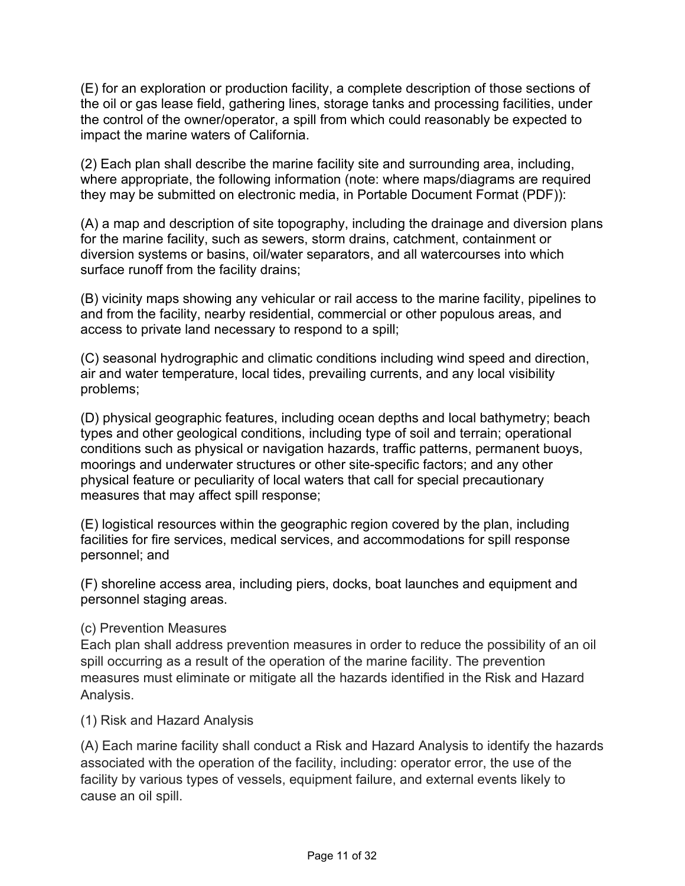(E) for an exploration or production facility, a complete description of those sections of the oil or gas lease field, gathering lines, storage tanks and processing facilities, under the control of the owner/operator, a spill from which could reasonably be expected to impact the marine waters of California.

(2) Each plan shall describe the marine facility site and surrounding area, including, where appropriate, the following information (note: where maps/diagrams are required they may be submitted on electronic media, in Portable Document Format (PDF)):

(A) a map and description of site topography, including the drainage and diversion plans for the marine facility, such as sewers, storm drains, catchment, containment or diversion systems or basins, oil/water separators, and all watercourses into which surface runoff from the facility drains;

(B) vicinity maps showing any vehicular or rail access to the marine facility, pipelines to and from the facility, nearby residential, commercial or other populous areas, and access to private land necessary to respond to a spill;

(C) seasonal hydrographic and climatic conditions including wind speed and direction, air and water temperature, local tides, prevailing currents, and any local visibility problems;

(D) physical geographic features, including ocean depths and local bathymetry; beach types and other geological conditions, including type of soil and terrain; operational conditions such as physical or navigation hazards, traffic patterns, permanent buoys, moorings and underwater structures or other site-specific factors; and any other physical feature or peculiarity of local waters that call for special precautionary measures that may affect spill response;

(E) logistical resources within the geographic region covered by the plan, including facilities for fire services, medical services, and accommodations for spill response personnel; and

(F) shoreline access area, including piers, docks, boat launches and equipment and personnel staging areas.

(c) Prevention Measures

Each plan shall address prevention measures in order to reduce the possibility of an oil spill occurring as a result of the operation of the marine facility. The prevention measures must eliminate or mitigate all the hazards identified in the Risk and Hazard Analysis.

(1) Risk and Hazard Analysis

(A) Each marine facility shall conduct a Risk and Hazard Analysis to identify the hazards associated with the operation of the facility, including: operator error, the use of the facility by various types of vessels, equipment failure, and external events likely to cause an oil spill.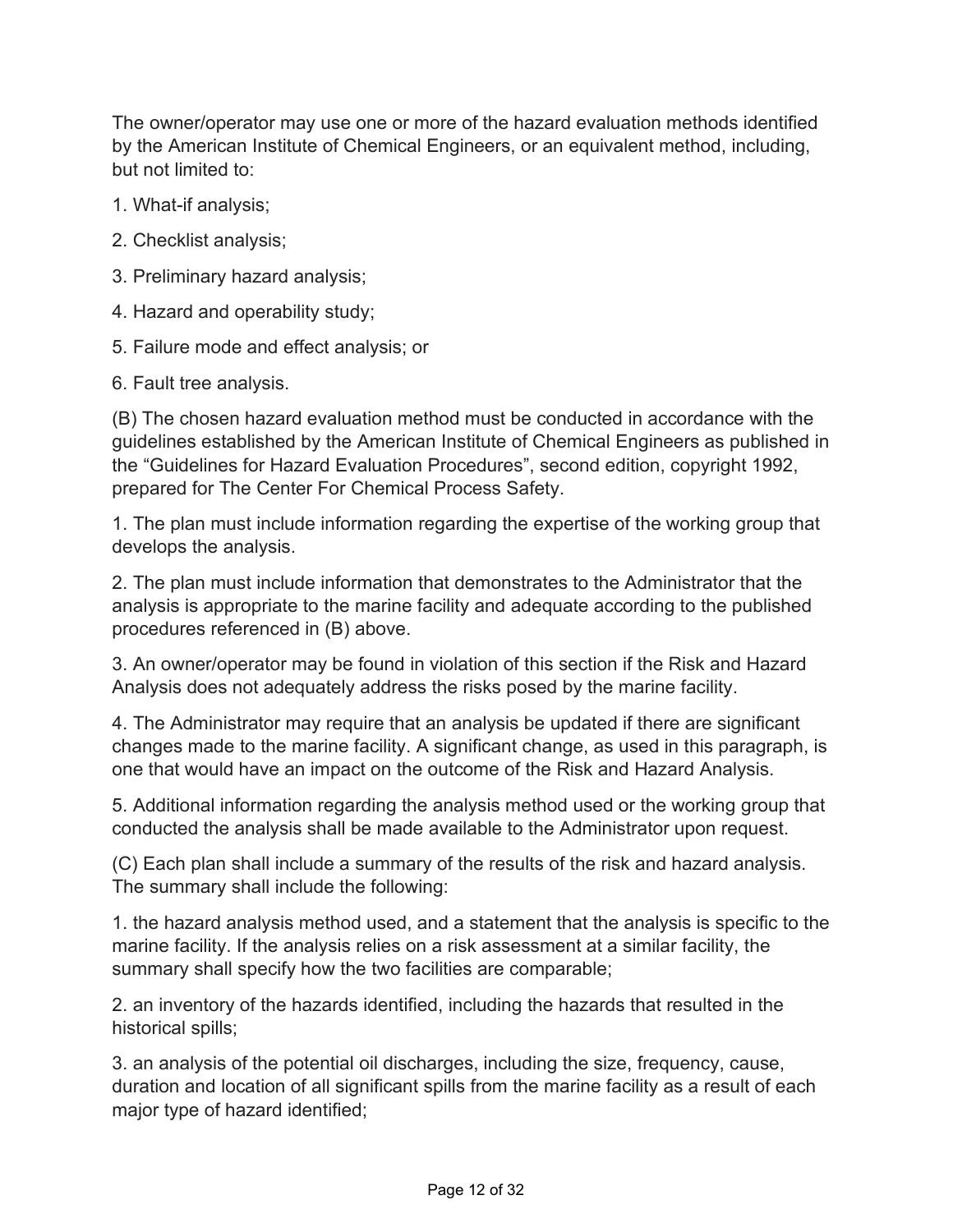The owner/operator may use one or more of the hazard evaluation methods identified by the American Institute of Chemical Engineers, or an equivalent method, including, but not limited to:

1. What-if analysis;

2. Checklist analysis;

3. Preliminary hazard analysis;

4. Hazard and operability study;

5. Failure mode and effect analysis; or

6. Fault tree analysis.

(B) The chosen hazard evaluation method must be conducted in accordance with the guidelines established by the American Institute of Chemical Engineers as published in the “Guidelines for Hazard Evaluation Procedures”, second edition, copyright 1992, prepared for The Center For Chemical Process Safety.

1. The plan must include information regarding the expertise of the working group that develops the analysis.

2. The plan must include information that demonstrates to the Administrator that the analysis is appropriate to the marine facility and adequate according to the published procedures referenced in (B) above.

3. An owner/operator may be found in violation of this section if the Risk and Hazard Analysis does not adequately address the risks posed by the marine facility.

4. The Administrator may require that an analysis be updated if there are significant changes made to the marine facility. A significant change, as used in this paragraph, is one that would have an impact on the outcome of the Risk and Hazard Analysis.

5. Additional information regarding the analysis method used or the working group that conducted the analysis shall be made available to the Administrator upon request.

(C) Each plan shall include a summary of the results of the risk and hazard analysis. The summary shall include the following:

1. the hazard analysis method used, and a statement that the analysis is specific to the marine facility. If the analysis relies on a risk assessment at a similar facility, the summary shall specify how the two facilities are comparable;

2. an inventory of the hazards identified, including the hazards that resulted in the historical spills;

3. an analysis of the potential oil discharges, including the size, frequency, cause, duration and location of all significant spills from the marine facility as a result of each major type of hazard identified;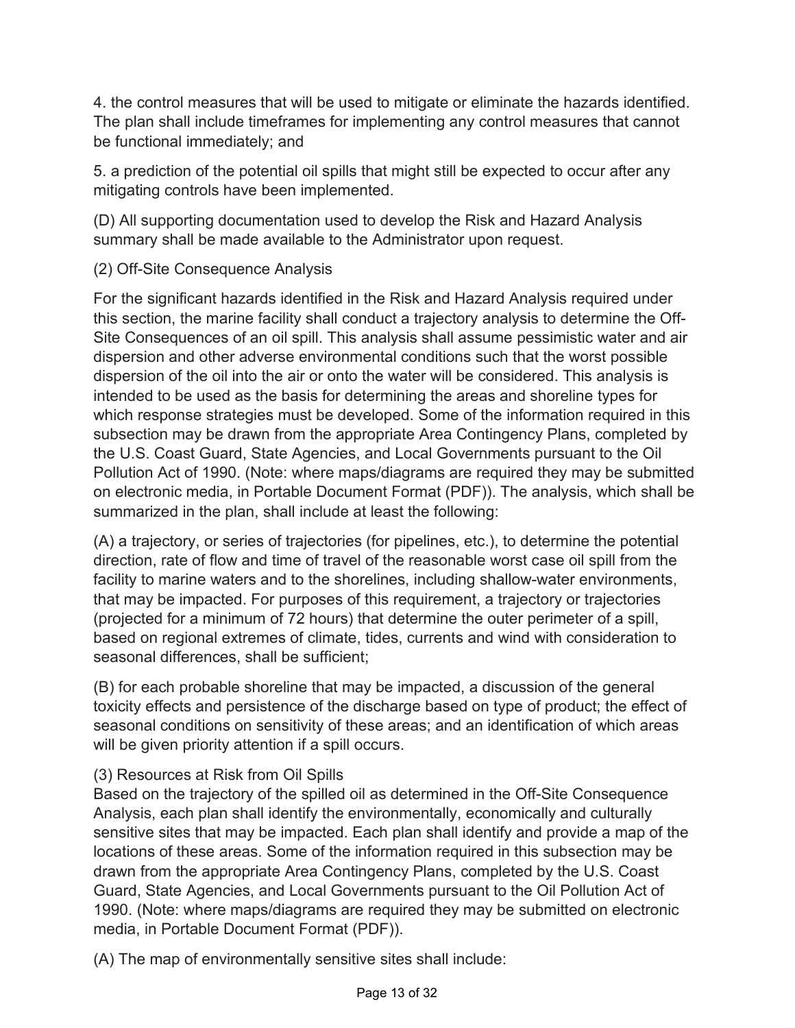4. the control measures that will be used to mitigate or eliminate the hazards identified. The plan shall include timeframes for implementing any control measures that cannot be functional immediately; and

5. a prediction of the potential oil spills that might still be expected to occur after any mitigating controls have been implemented.

(D) All supporting documentation used to develop the Risk and Hazard Analysis summary shall be made available to the Administrator upon request.

(2) Off-Site Consequence Analysis

For the significant hazards identified in the Risk and Hazard Analysis required under this section, the marine facility shall conduct a trajectory analysis to determine the Off-Site Consequences of an oil spill. This analysis shall assume pessimistic water and air dispersion and other adverse environmental conditions such that the worst possible dispersion of the oil into the air or onto the water will be considered. This analysis is intended to be used as the basis for determining the areas and shoreline types for which response strategies must be developed. Some of the information required in this subsection may be drawn from the appropriate Area Contingency Plans, completed by the U.S. Coast Guard, State Agencies, and Local Governments pursuant to the Oil Pollution Act of 1990. (Note: where maps/diagrams are required they may be submitted on electronic media, in Portable Document Format (PDF)). The analysis, which shall be summarized in the plan, shall include at least the following:

(A) a trajectory, or series of trajectories (for pipelines, etc.), to determine the potential direction, rate of flow and time of travel of the reasonable worst case oil spill from the facility to marine waters and to the shorelines, including shallow-water environments, that may be impacted. For purposes of this requirement, a trajectory or trajectories (projected for a minimum of 72 hours) that determine the outer perimeter of a spill, based on regional extremes of climate, tides, currents and wind with consideration to seasonal differences, shall be sufficient;

(B) for each probable shoreline that may be impacted, a discussion of the general toxicity effects and persistence of the discharge based on type of product; the effect of seasonal conditions on sensitivity of these areas; and an identification of which areas will be given priority attention if a spill occurs.

(3) Resources at Risk from Oil Spills

Based on the trajectory of the spilled oil as determined in the Off-Site Consequence Analysis, each plan shall identify the environmentally, economically and culturally sensitive sites that may be impacted. Each plan shall identify and provide a map of the locations of these areas. Some of the information required in this subsection may be drawn from the appropriate Area Contingency Plans, completed by the U.S. Coast Guard, State Agencies, and Local Governments pursuant to the Oil Pollution Act of 1990. (Note: where maps/diagrams are required they may be submitted on electronic media, in Portable Document Format (PDF)).

(A) The map of environmentally sensitive sites shall include: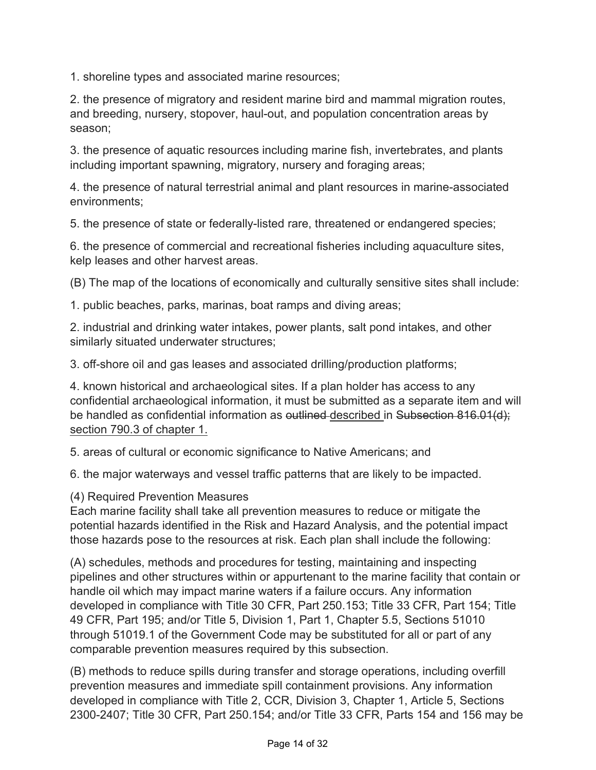1. shoreline types and associated marine resources;

2. the presence of migratory and resident marine bird and mammal migration routes, and breeding, nursery, stopover, haul-out, and population concentration areas by season;

3. the presence of aquatic resources including marine fish, invertebrates, and plants including important spawning, migratory, nursery and foraging areas;

4. the presence of natural terrestrial animal and plant resources in marine-associated environments;

5. the presence of state or federally-listed rare, threatened or endangered species;

6. the presence of commercial and recreational fisheries including aquaculture sites, kelp leases and other harvest areas.

(B) The map of the locations of economically and culturally sensitive sites shall include:

1. public beaches, parks, marinas, boat ramps and diving areas;

2. industrial and drinking water intakes, power plants, salt pond intakes, and other similarly situated underwater structures;

3. off-shore oil and gas leases and associated drilling/production platforms;

4. known historical and archaeological sites. If a plan holder has access to any confidential archaeological information, it must be submitted as a separate item and will be handled as confidential information as ~~outlined~~ <u>described</u> in ~~Subsection 816.01(d);~~ <u>section 790.3 of chapter 1.</u>

5. areas of cultural or economic significance to Native Americans; and

6. the major waterways and vessel traffic patterns that are likely to be impacted.

(4) Required Prevention Measures
Each marine facility shall take all prevention measures to reduce or mitigate the potential hazards identified in the Risk and Hazard Analysis, and the potential impact those hazards pose to the resources at risk. Each plan shall include the following:

(A) schedules, methods and procedures for testing, maintaining and inspecting pipelines and other structures within or appurtenant to the marine facility that contain or handle oil which may impact marine waters if a failure occurs. Any information developed in compliance with Title 30 CFR, Part 250.153; Title 33 CFR, Part 154; Title 49 CFR, Part 195; and/or Title 5, Division 1, Part 1, Chapter 5.5, Sections 51010 through 51019.1 of the Government Code may be substituted for all or part of any comparable prevention measures required by this subsection.

(B) methods to reduce spills during transfer and storage operations, including overfill prevention measures and immediate spill containment provisions. Any information developed in compliance with Title 2, CCR, Division 3, Chapter 1, Article 5, Sections 2300-2407; Title 30 CFR, Part 250.154; and/or Title 33 CFR, Parts 154 and 156 may be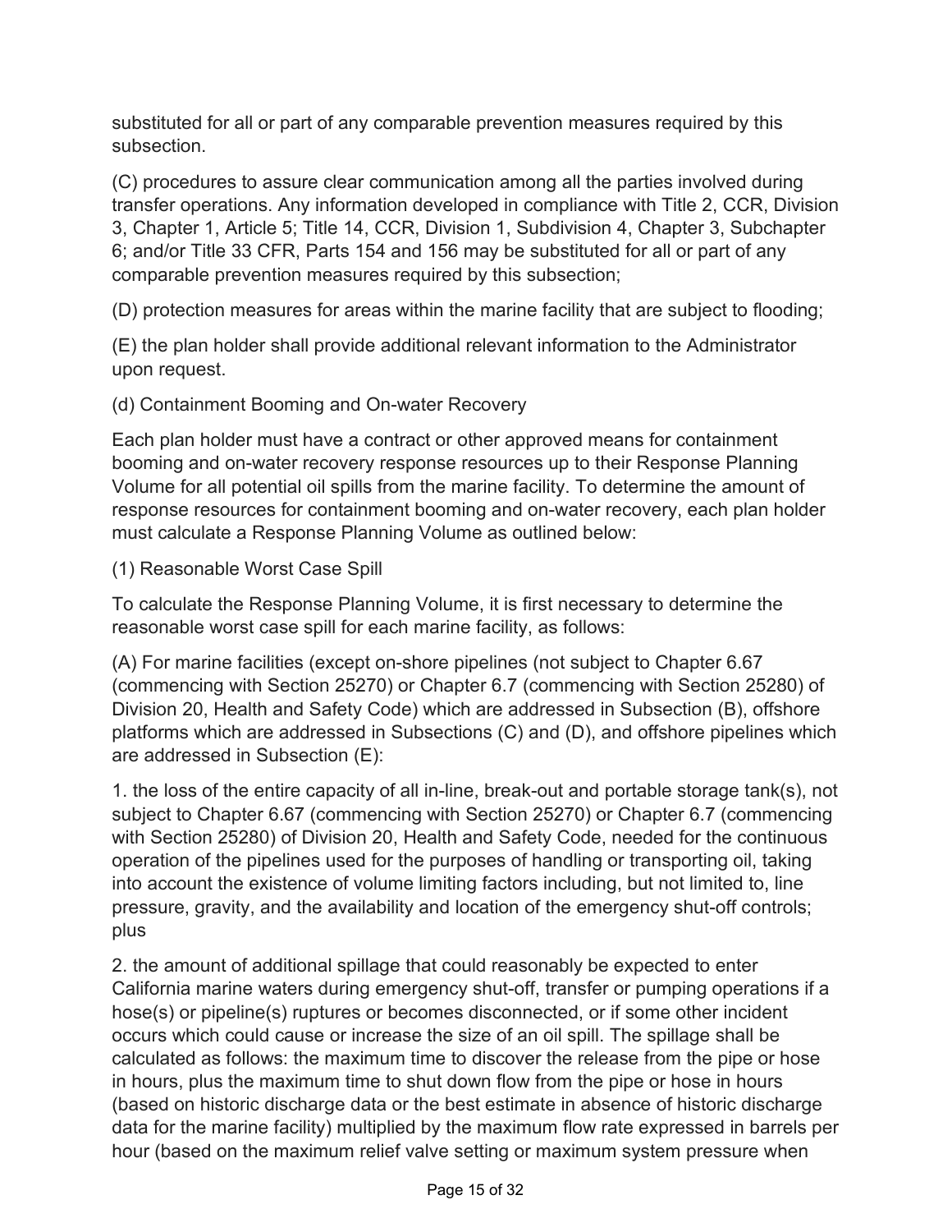substituted for all or part of any comparable prevention measures required by this subsection.

(C) procedures to assure clear communication among all the parties involved during transfer operations. Any information developed in compliance with Title 2, CCR, Division 3, Chapter 1, Article 5; Title 14, CCR, Division 1, Subdivision 4, Chapter 3, Subchapter 6; and/or Title 33 CFR, Parts 154 and 156 may be substituted for all or part of any comparable prevention measures required by this subsection;

(D) protection measures for areas within the marine facility that are subject to flooding;

(E) the plan holder shall provide additional relevant information to the Administrator upon request.

(d) Containment Booming and On-water Recovery

Each plan holder must have a contract or other approved means for containment booming and on-water recovery response resources up to their Response Planning Volume for all potential oil spills from the marine facility. To determine the amount of response resources for containment booming and on-water recovery, each plan holder must calculate a Response Planning Volume as outlined below:

(1) Reasonable Worst Case Spill

To calculate the Response Planning Volume, it is first necessary to determine the reasonable worst case spill for each marine facility, as follows:

(A) For marine facilities (except on-shore pipelines (not subject to Chapter 6.67 (commencing with Section 25270) or Chapter 6.7 (commencing with Section 25280) of Division 20, Health and Safety Code) which are addressed in Subsection (B), offshore platforms which are addressed in Subsections (C) and (D), and offshore pipelines which are addressed in Subsection (E):

1. the loss of the entire capacity of all in-line, break-out and portable storage tank(s), not subject to Chapter 6.67 (commencing with Section 25270) or Chapter 6.7 (commencing with Section 25280) of Division 20, Health and Safety Code, needed for the continuous operation of the pipelines used for the purposes of handling or transporting oil, taking into account the existence of volume limiting factors including, but not limited to, line pressure, gravity, and the availability and location of the emergency shut-off controls; plus

2. the amount of additional spillage that could reasonably be expected to enter California marine waters during emergency shut-off, transfer or pumping operations if a hose(s) or pipeline(s) ruptures or becomes disconnected, or if some other incident occurs which could cause or increase the size of an oil spill. The spillage shall be calculated as follows: the maximum time to discover the release from the pipe or hose in hours, plus the maximum time to shut down flow from the pipe or hose in hours (based on historic discharge data or the best estimate in absence of historic discharge data for the marine facility) multiplied by the maximum flow rate expressed in barrels per hour (based on the maximum relief valve setting or maximum system pressure when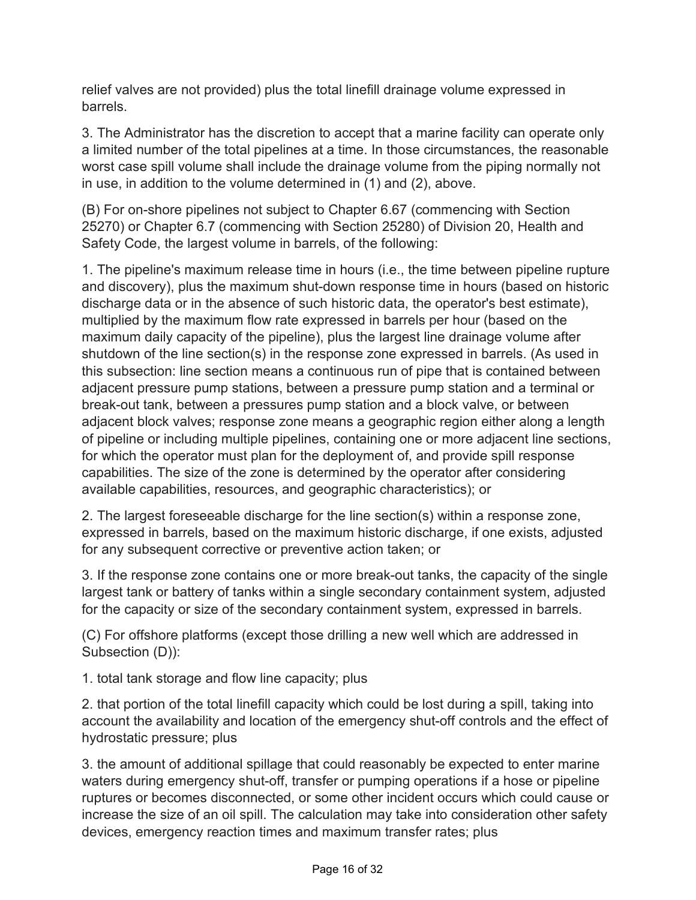relief valves are not provided) plus the total linefill drainage volume expressed in barrels.

3. The Administrator has the discretion to accept that a marine facility can operate only a limited number of the total pipelines at a time. In those circumstances, the reasonable worst case spill volume shall include the drainage volume from the piping normally not in use, in addition to the volume determined in (1) and (2), above.

(B) For on-shore pipelines not subject to Chapter 6.67 (commencing with Section 25270) or Chapter 6.7 (commencing with Section 25280) of Division 20, Health and Safety Code, the largest volume in barrels, of the following:

1. The pipeline's maximum release time in hours (i.e., the time between pipeline rupture and discovery), plus the maximum shut-down response time in hours (based on historic discharge data or in the absence of such historic data, the operator's best estimate), multiplied by the maximum flow rate expressed in barrels per hour (based on the maximum daily capacity of the pipeline), plus the largest line drainage volume after shutdown of the line section(s) in the response zone expressed in barrels. (As used in this subsection: line section means a continuous run of pipe that is contained between adjacent pressure pump stations, between a pressure pump station and a terminal or break-out tank, between a pressures pump station and a block valve, or between adjacent block valves; response zone means a geographic region either along a length of pipeline or including multiple pipelines, containing one or more adjacent line sections, for which the operator must plan for the deployment of, and provide spill response capabilities. The size of the zone is determined by the operator after considering available capabilities, resources, and geographic characteristics); or

2. The largest foreseeable discharge for the line section(s) within a response zone, expressed in barrels, based on the maximum historic discharge, if one exists, adjusted for any subsequent corrective or preventive action taken; or

3. If the response zone contains one or more break-out tanks, the capacity of the single largest tank or battery of tanks within a single secondary containment system, adjusted for the capacity or size of the secondary containment system, expressed in barrels.

(C) For offshore platforms (except those drilling a new well which are addressed in Subsection (D)):

1. total tank storage and flow line capacity; plus

2. that portion of the total linefill capacity which could be lost during a spill, taking into account the availability and location of the emergency shut-off controls and the effect of hydrostatic pressure; plus

3. the amount of additional spillage that could reasonably be expected to enter marine waters during emergency shut-off, transfer or pumping operations if a hose or pipeline ruptures or becomes disconnected, or some other incident occurs which could cause or increase the size of an oil spill. The calculation may take into consideration other safety devices, emergency reaction times and maximum transfer rates; plus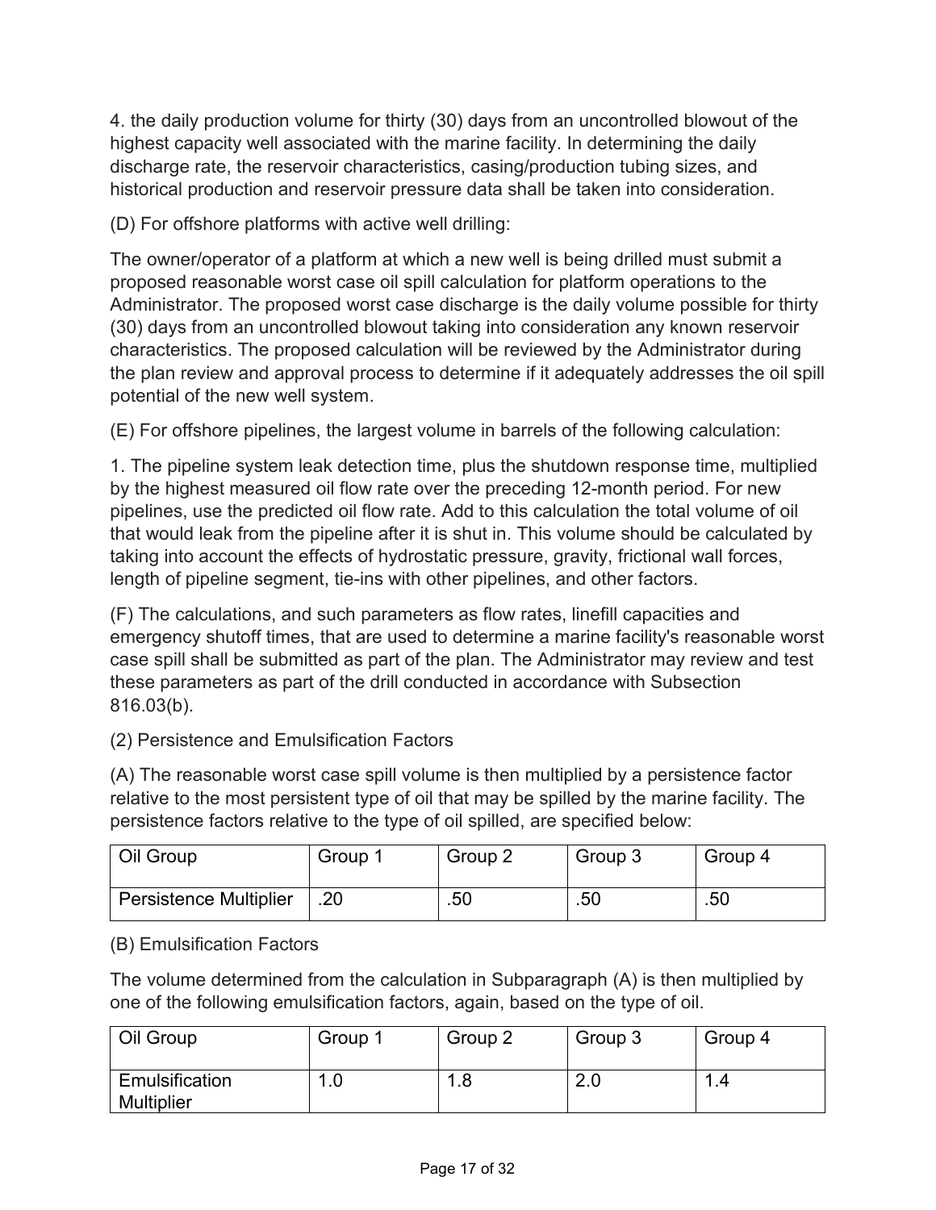4. the daily production volume for thirty (30) days from an uncontrolled blowout of the highest capacity well associated with the marine facility. In determining the daily discharge rate, the reservoir characteristics, casing/production tubing sizes, and historical production and reservoir pressure data shall be taken into consideration.

(D) For offshore platforms with active well drilling:

The owner/operator of a platform at which a new well is being drilled must submit a proposed reasonable worst case oil spill calculation for platform operations to the Administrator. The proposed worst case discharge is the daily volume possible for thirty (30) days from an uncontrolled blowout taking into consideration any known reservoir characteristics. The proposed calculation will be reviewed by the Administrator during the plan review and approval process to determine if it adequately addresses the oil spill potential of the new well system.

(E) For offshore pipelines, the largest volume in barrels of the following calculation:

1. The pipeline system leak detection time, plus the shutdown response time, multiplied by the highest measured oil flow rate over the preceding 12-month period. For new pipelines, use the predicted oil flow rate. Add to this calculation the total volume of oil that would leak from the pipeline after it is shut in. This volume should be calculated by taking into account the effects of hydrostatic pressure, gravity, frictional wall forces, length of pipeline segment, tie-ins with other pipelines, and other factors.

(F) The calculations, and such parameters as flow rates, linefill capacities and emergency shutoff times, that are used to determine a marine facility's reasonable worst case spill shall be submitted as part of the plan. The Administrator may review and test these parameters as part of the drill conducted in accordance with Subsection 816.03(b).

(2) Persistence and Emulsification Factors

(A) The reasonable worst case spill volume is then multiplied by a persistence factor relative to the most persistent type of oil that may be spilled by the marine facility. The persistence factors relative to the type of oil spilled, are specified below:

| Oil Group | Group 1 | Group 2 | Group 3 | Group 4 |
|---|---|---|---|---|
| Persistence Multiplier | .20 | .50 | .50 | .50 |

(B) Emulsification Factors

The volume determined from the calculation in Subparagraph (A) is then multiplied by one of the following emulsification factors, again, based on the type of oil.

| Oil Group | Group 1 | Group 2 | Group 3 | Group 4 |
|---|---|---|---|---|
| Emulsification Multiplier | 1.0 | 1.8 | 2.0 | 1.4 |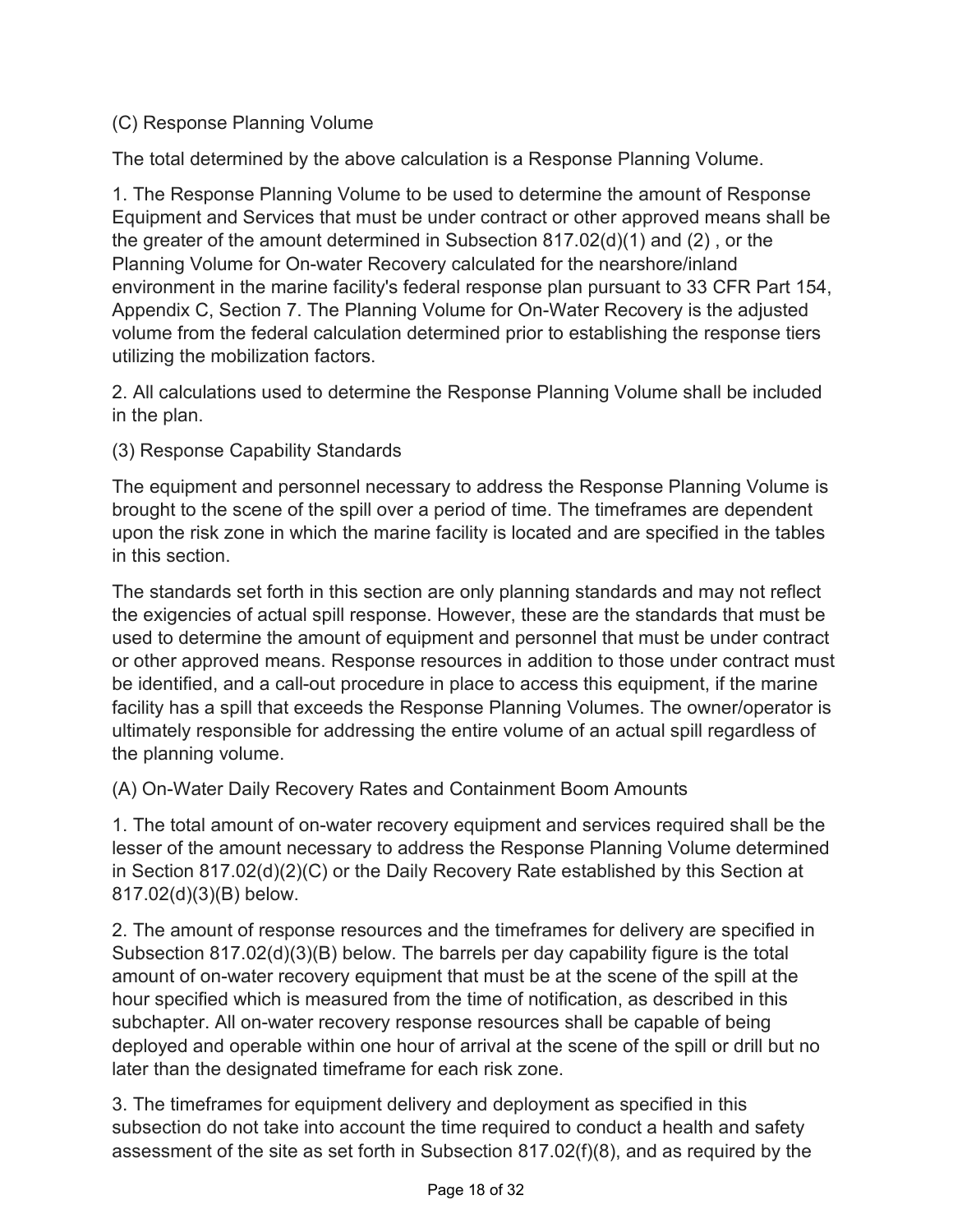(C) Response Planning Volume

The total determined by the above calculation is a Response Planning Volume.

1. The Response Planning Volume to be used to determine the amount of Response Equipment and Services that must be under contract or other approved means shall be the greater of the amount determined in Subsection 817.02(d)(1) and (2) , or the Planning Volume for On-water Recovery calculated for the nearshore/inland environment in the marine facility's federal response plan pursuant to 33 CFR Part 154, Appendix C, Section 7. The Planning Volume for On-Water Recovery is the adjusted volume from the federal calculation determined prior to establishing the response tiers utilizing the mobilization factors.

2. All calculations used to determine the Response Planning Volume shall be included in the plan.

(3) Response Capability Standards

The equipment and personnel necessary to address the Response Planning Volume is brought to the scene of the spill over a period of time. The timeframes are dependent upon the risk zone in which the marine facility is located and are specified in the tables in this section.

The standards set forth in this section are only planning standards and may not reflect the exigencies of actual spill response. However, these are the standards that must be used to determine the amount of equipment and personnel that must be under contract or other approved means. Response resources in addition to those under contract must be identified, and a call-out procedure in place to access this equipment, if the marine facility has a spill that exceeds the Response Planning Volumes. The owner/operator is ultimately responsible for addressing the entire volume of an actual spill regardless of the planning volume.

(A) On-Water Daily Recovery Rates and Containment Boom Amounts

1. The total amount of on-water recovery equipment and services required shall be the lesser of the amount necessary to address the Response Planning Volume determined in Section 817.02(d)(2)(C) or the Daily Recovery Rate established by this Section at 817.02(d)(3)(B) below.

2. The amount of response resources and the timeframes for delivery are specified in Subsection 817.02(d)(3)(B) below. The barrels per day capability figure is the total amount of on-water recovery equipment that must be at the scene of the spill at the hour specified which is measured from the time of notification, as described in this subchapter. All on-water recovery response resources shall be capable of being deployed and operable within one hour of arrival at the scene of the spill or drill but no later than the designated timeframe for each risk zone.

3. The timeframes for equipment delivery and deployment as specified in this subsection do not take into account the time required to conduct a health and safety assessment of the site as set forth in Subsection 817.02(f)(8), and as required by the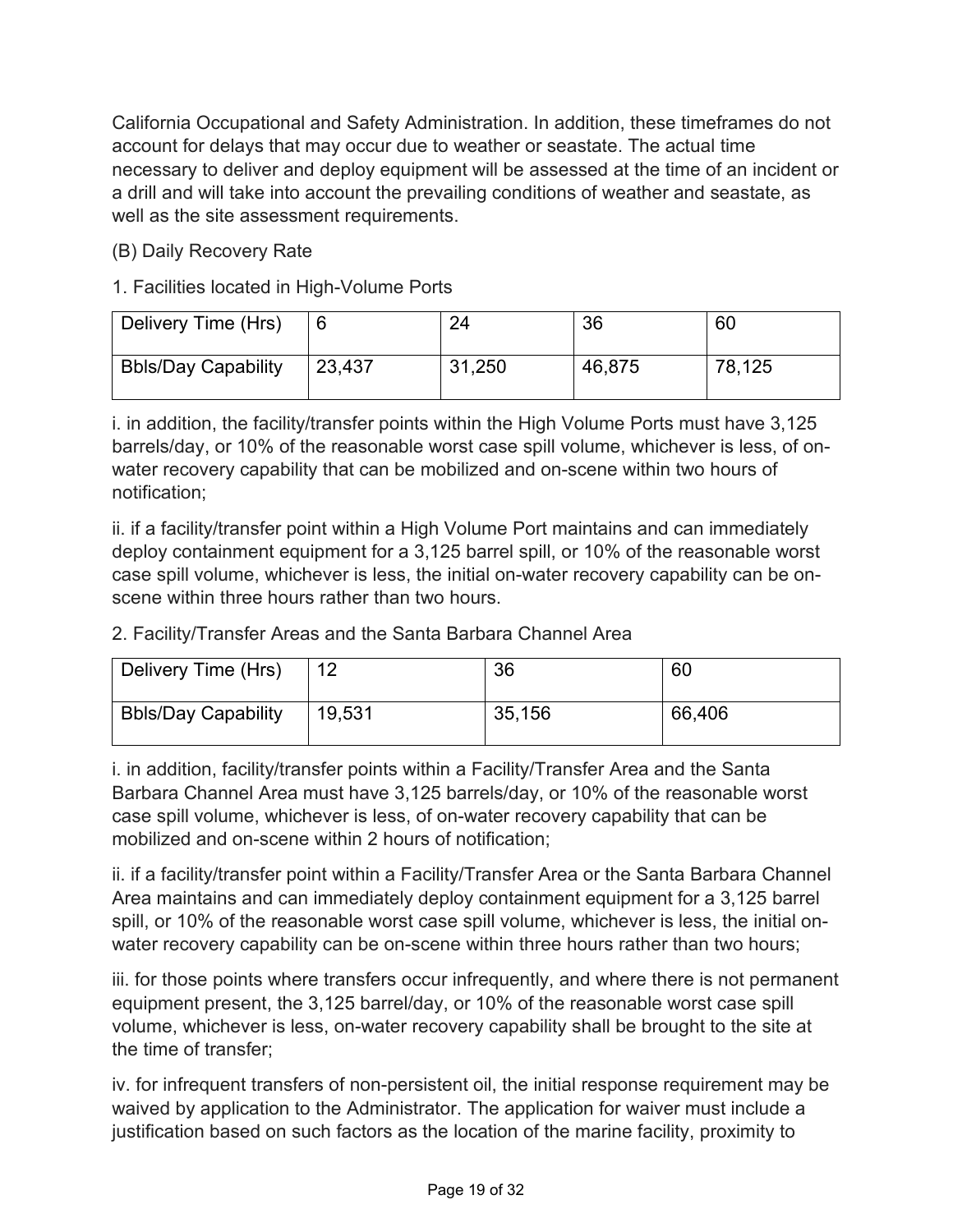California Occupational and Safety Administration. In addition, these timeframes do not account for delays that may occur due to weather or seastate. The actual time necessary to deliver and deploy equipment will be assessed at the time of an incident or a drill and will take into account the prevailing conditions of weather and seastate, as well as the site assessment requirements.

(B) Daily Recovery Rate

1. Facilities located in High-Volume Ports

| Delivery Time (Hrs) | 6 | 24 | 36 | 60 |
|---|---|---|---|---|
| Bbls/Day Capability | 23,437 | 31,250 | 46,875 | 78,125 |

i. in addition, the facility/transfer points within the High Volume Ports must have 3,125 barrels/day, or 10% of the reasonable worst case spill volume, whichever is less, of on-water recovery capability that can be mobilized and on-scene within two hours of notification;

ii. if a facility/transfer point within a High Volume Port maintains and can immediately deploy containment equipment for a 3,125 barrel spill, or 10% of the reasonable worst case spill volume, whichever is less, the initial on-water recovery capability can be on-scene within three hours rather than two hours.

2. Facility/Transfer Areas and the Santa Barbara Channel Area

| Delivery Time (Hrs) | 12 | 36 | 60 |
|---|---|---|---|
| Bbls/Day Capability | 19,531 | 35,156 | 66,406 |

i. in addition, facility/transfer points within a Facility/Transfer Area and the Santa Barbara Channel Area must have 3,125 barrels/day, or 10% of the reasonable worst case spill volume, whichever is less, of on-water recovery capability that can be mobilized and on-scene within 2 hours of notification;

ii. if a facility/transfer point within a Facility/Transfer Area or the Santa Barbara Channel Area maintains and can immediately deploy containment equipment for a 3,125 barrel spill, or 10% of the reasonable worst case spill volume, whichever is less, the initial on-water recovery capability can be on-scene within three hours rather than two hours;

iii. for those points where transfers occur infrequently, and where there is not permanent equipment present, the 3,125 barrel/day, or 10% of the reasonable worst case spill volume, whichever is less, on-water recovery capability shall be brought to the site at the time of transfer;

iv. for infrequent transfers of non-persistent oil, the initial response requirement may be waived by application to the Administrator. The application for waiver must include a justification based on such factors as the location of the marine facility, proximity to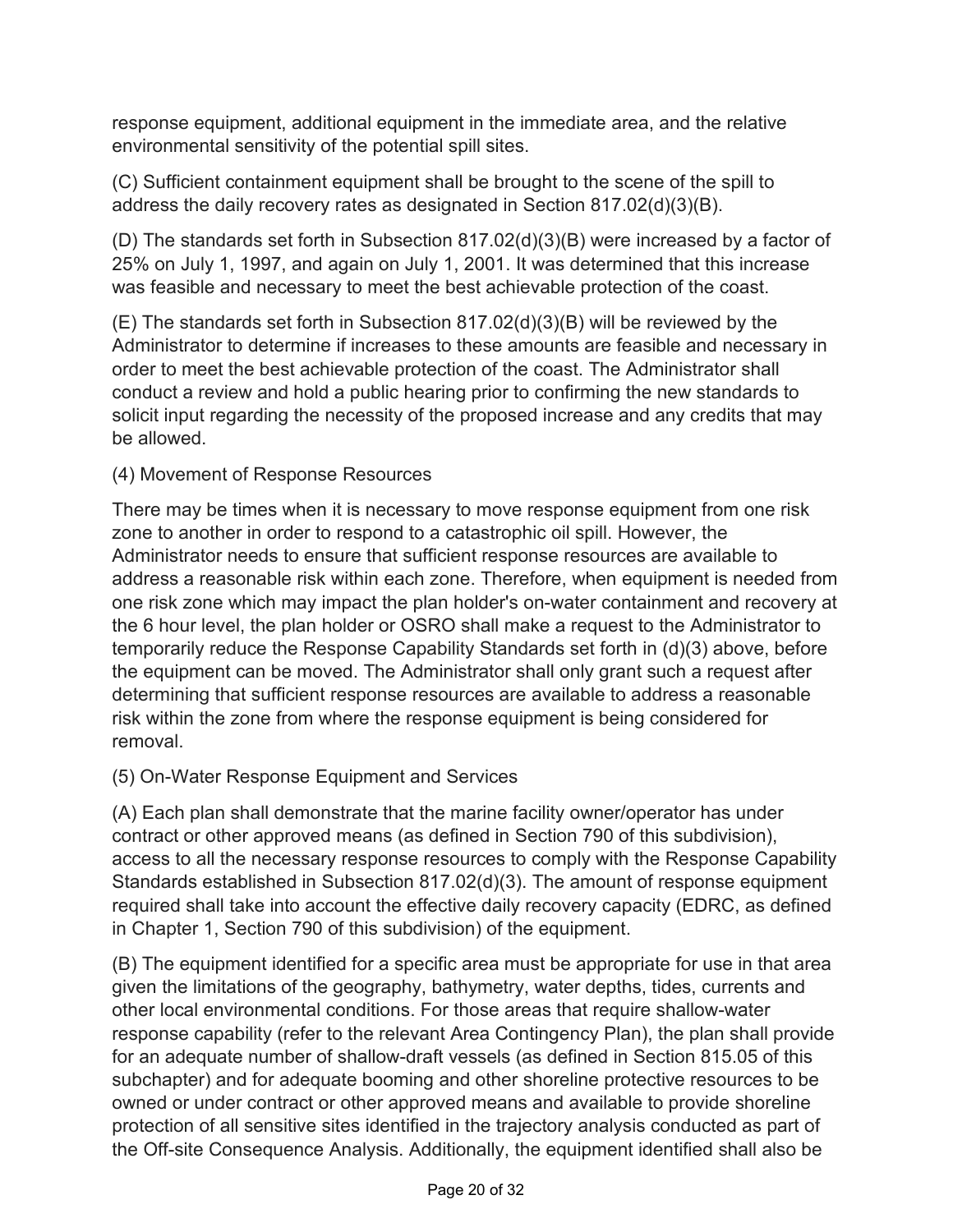response equipment, additional equipment in the immediate area, and the relative environmental sensitivity of the potential spill sites.

(C) Sufficient containment equipment shall be brought to the scene of the spill to address the daily recovery rates as designated in Section 817.02(d)(3)(B).

(D) The standards set forth in Subsection 817.02(d)(3)(B) were increased by a factor of 25% on July 1, 1997, and again on July 1, 2001. It was determined that this increase was feasible and necessary to meet the best achievable protection of the coast.

(E) The standards set forth in Subsection 817.02(d)(3)(B) will be reviewed by the Administrator to determine if increases to these amounts are feasible and necessary in order to meet the best achievable protection of the coast. The Administrator shall conduct a review and hold a public hearing prior to confirming the new standards to solicit input regarding the necessity of the proposed increase and any credits that may be allowed.

(4) Movement of Response Resources

There may be times when it is necessary to move response equipment from one risk zone to another in order to respond to a catastrophic oil spill. However, the Administrator needs to ensure that sufficient response resources are available to address a reasonable risk within each zone. Therefore, when equipment is needed from one risk zone which may impact the plan holder's on-water containment and recovery at the 6 hour level, the plan holder or OSRO shall make a request to the Administrator to temporarily reduce the Response Capability Standards set forth in (d)(3) above, before the equipment can be moved. The Administrator shall only grant such a request after determining that sufficient response resources are available to address a reasonable risk within the zone from where the response equipment is being considered for removal.

(5) On-Water Response Equipment and Services

(A) Each plan shall demonstrate that the marine facility owner/operator has under contract or other approved means (as defined in Section 790 of this subdivision), access to all the necessary response resources to comply with the Response Capability Standards established in Subsection 817.02(d)(3). The amount of response equipment required shall take into account the effective daily recovery capacity (EDRC, as defined in Chapter 1, Section 790 of this subdivision) of the equipment.

(B) The equipment identified for a specific area must be appropriate for use in that area given the limitations of the geography, bathymetry, water depths, tides, currents and other local environmental conditions. For those areas that require shallow-water response capability (refer to the relevant Area Contingency Plan), the plan shall provide for an adequate number of shallow-draft vessels (as defined in Section 815.05 of this subchapter) and for adequate booming and other shoreline protective resources to be owned or under contract or other approved means and available to provide shoreline protection of all sensitive sites identified in the trajectory analysis conducted as part of the Off-site Consequence Analysis. Additionally, the equipment identified shall also be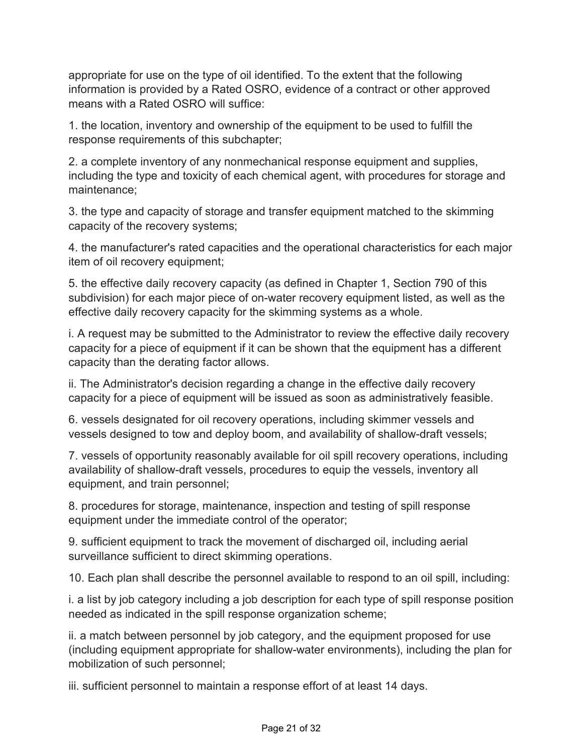appropriate for use on the type of oil identified. To the extent that the following information is provided by a Rated OSRO, evidence of a contract or other approved means with a Rated OSRO will suffice:

1. the location, inventory and ownership of the equipment to be used to fulfill the response requirements of this subchapter;

2. a complete inventory of any nonmechanical response equipment and supplies, including the type and toxicity of each chemical agent, with procedures for storage and maintenance;

3. the type and capacity of storage and transfer equipment matched to the skimming capacity of the recovery systems;

4. the manufacturer's rated capacities and the operational characteristics for each major item of oil recovery equipment;

5. the effective daily recovery capacity (as defined in Chapter 1, Section 790 of this subdivision) for each major piece of on-water recovery equipment listed, as well as the effective daily recovery capacity for the skimming systems as a whole.

i. A request may be submitted to the Administrator to review the effective daily recovery capacity for a piece of equipment if it can be shown that the equipment has a different capacity than the derating factor allows.

ii. The Administrator's decision regarding a change in the effective daily recovery capacity for a piece of equipment will be issued as soon as administratively feasible.

6. vessels designated for oil recovery operations, including skimmer vessels and vessels designed to tow and deploy boom, and availability of shallow-draft vessels;

7. vessels of opportunity reasonably available for oil spill recovery operations, including availability of shallow-draft vessels, procedures to equip the vessels, inventory all equipment, and train personnel;

8. procedures for storage, maintenance, inspection and testing of spill response equipment under the immediate control of the operator;

9. sufficient equipment to track the movement of discharged oil, including aerial surveillance sufficient to direct skimming operations.

10. Each plan shall describe the personnel available to respond to an oil spill, including:

i. a list by job category including a job description for each type of spill response position needed as indicated in the spill response organization scheme;

ii. a match between personnel by job category, and the equipment proposed for use (including equipment appropriate for shallow-water environments), including the plan for mobilization of such personnel;

iii. sufficient personnel to maintain a response effort of at least 14 days.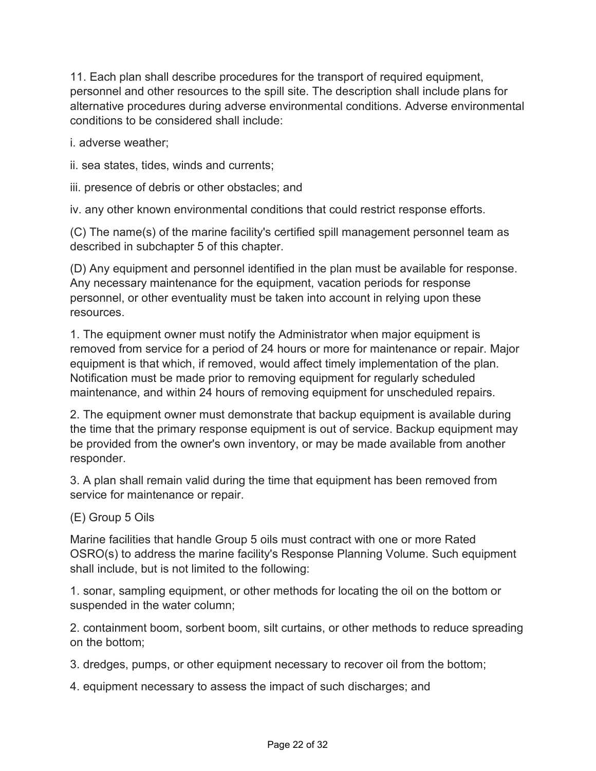11. Each plan shall describe procedures for the transport of required equipment, personnel and other resources to the spill site. The description shall include plans for alternative procedures during adverse environmental conditions. Adverse environmental conditions to be considered shall include:

i. adverse weather;

ii. sea states, tides, winds and currents;

iii. presence of debris or other obstacles; and

iv. any other known environmental conditions that could restrict response efforts.

(C) The name(s) of the marine facility's certified spill management personnel team as described in subchapter 5 of this chapter.

(D) Any equipment and personnel identified in the plan must be available for response. Any necessary maintenance for the equipment, vacation periods for response personnel, or other eventuality must be taken into account in relying upon these resources.

1. The equipment owner must notify the Administrator when major equipment is removed from service for a period of 24 hours or more for maintenance or repair. Major equipment is that which, if removed, would affect timely implementation of the plan. Notification must be made prior to removing equipment for regularly scheduled maintenance, and within 24 hours of removing equipment for unscheduled repairs.

2. The equipment owner must demonstrate that backup equipment is available during the time that the primary response equipment is out of service. Backup equipment may be provided from the owner's own inventory, or may be made available from another responder.

3. A plan shall remain valid during the time that equipment has been removed from service for maintenance or repair.

(E) Group 5 Oils

Marine facilities that handle Group 5 oils must contract with one or more Rated OSRO(s) to address the marine facility's Response Planning Volume. Such equipment shall include, but is not limited to the following:

1. sonar, sampling equipment, or other methods for locating the oil on the bottom or suspended in the water column;

2. containment boom, sorbent boom, silt curtains, or other methods to reduce spreading on the bottom;

3. dredges, pumps, or other equipment necessary to recover oil from the bottom;

4. equipment necessary to assess the impact of such discharges; and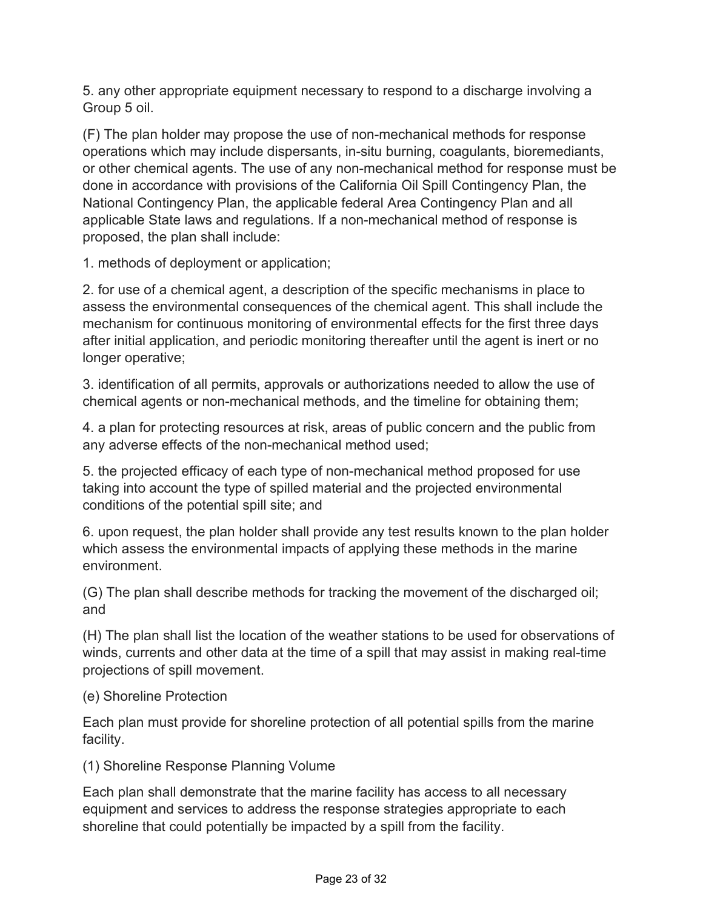5. any other appropriate equipment necessary to respond to a discharge involving a Group 5 oil.

(F) The plan holder may propose the use of non-mechanical methods for response operations which may include dispersants, in-situ burning, coagulants, bioremediants, or other chemical agents. The use of any non-mechanical method for response must be done in accordance with provisions of the California Oil Spill Contingency Plan, the National Contingency Plan, the applicable federal Area Contingency Plan and all applicable State laws and regulations. If a non-mechanical method of response is proposed, the plan shall include:

1. methods of deployment or application;

2. for use of a chemical agent, a description of the specific mechanisms in place to assess the environmental consequences of the chemical agent. This shall include the mechanism for continuous monitoring of environmental effects for the first three days after initial application, and periodic monitoring thereafter until the agent is inert or no longer operative;

3. identification of all permits, approvals or authorizations needed to allow the use of chemical agents or non-mechanical methods, and the timeline for obtaining them;

4. a plan for protecting resources at risk, areas of public concern and the public from any adverse effects of the non-mechanical method used;

5. the projected efficacy of each type of non-mechanical method proposed for use taking into account the type of spilled material and the projected environmental conditions of the potential spill site; and

6. upon request, the plan holder shall provide any test results known to the plan holder which assess the environmental impacts of applying these methods in the marine environment.

(G) The plan shall describe methods for tracking the movement of the discharged oil; and

(H) The plan shall list the location of the weather stations to be used for observations of winds, currents and other data at the time of a spill that may assist in making real-time projections of spill movement.

(e) Shoreline Protection

Each plan must provide for shoreline protection of all potential spills from the marine facility.

(1) Shoreline Response Planning Volume

Each plan shall demonstrate that the marine facility has access to all necessary equipment and services to address the response strategies appropriate to each shoreline that could potentially be impacted by a spill from the facility.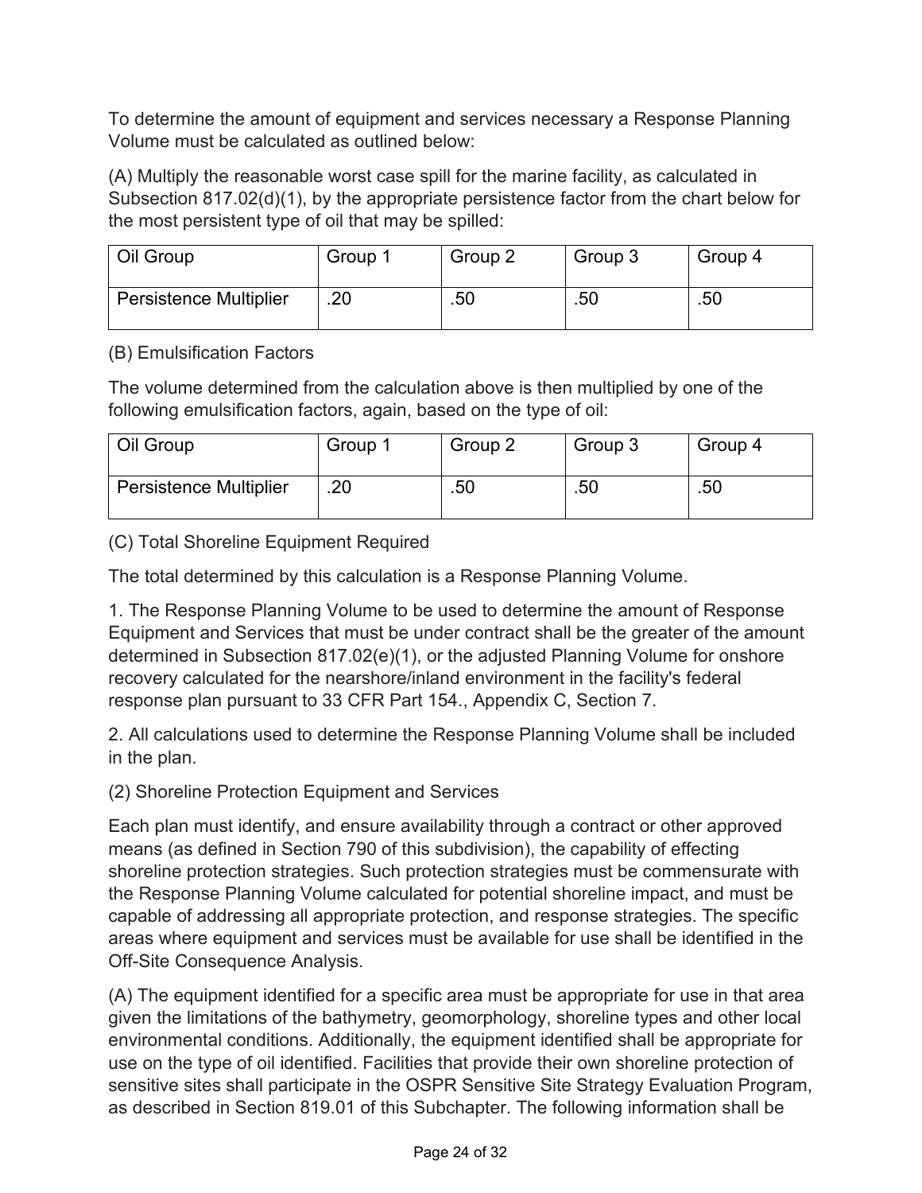To determine the amount of equipment and services necessary a Response Planning Volume must be calculated as outlined below:

(A) Multiply the reasonable worst case spill for the marine facility, as calculated in Subsection 817.02(d)(1), by the appropriate persistence factor from the chart below for the most persistent type of oil that may be spilled:

| Oil Group | Group 1 | Group 2 | Group 3 | Group 4 |
|---|---|---|---|---|
| Persistence Multiplier | .20 | .50 | .50 | .50 |

(B) Emulsification Factors

The volume determined from the calculation above is then multiplied by one of the following emulsification factors, again, based on the type of oil:

| Oil Group | Group 1 | Group 2 | Group 3 | Group 4 |
|---|---|---|---|---|
| Persistence Multiplier | .20 | .50 | .50 | .50 |

(C) Total Shoreline Equipment Required

The total determined by this calculation is a Response Planning Volume.

1. The Response Planning Volume to be used to determine the amount of Response Equipment and Services that must be under contract shall be the greater of the amount determined in Subsection 817.02(e)(1), or the adjusted Planning Volume for onshore recovery calculated for the nearshore/inland environment in the facility's federal response plan pursuant to 33 CFR Part 154., Appendix C, Section 7.

2. All calculations used to determine the Response Planning Volume shall be included in the plan.

(2) Shoreline Protection Equipment and Services

Each plan must identify, and ensure availability through a contract or other approved means (as defined in Section 790 of this subdivision), the capability of effecting shoreline protection strategies. Such protection strategies must be commensurate with the Response Planning Volume calculated for potential shoreline impact, and must be capable of addressing all appropriate protection, and response strategies. The specific areas where equipment and services must be available for use shall be identified in the Off-Site Consequence Analysis.

(A) The equipment identified for a specific area must be appropriate for use in that area given the limitations of the bathymetry, geomorphology, shoreline types and other local environmental conditions. Additionally, the equipment identified shall be appropriate for use on the type of oil identified. Facilities that provide their own shoreline protection of sensitive sites shall participate in the OSPR Sensitive Site Strategy Evaluation Program, as described in Section 819.01 of this Subchapter. The following information shall be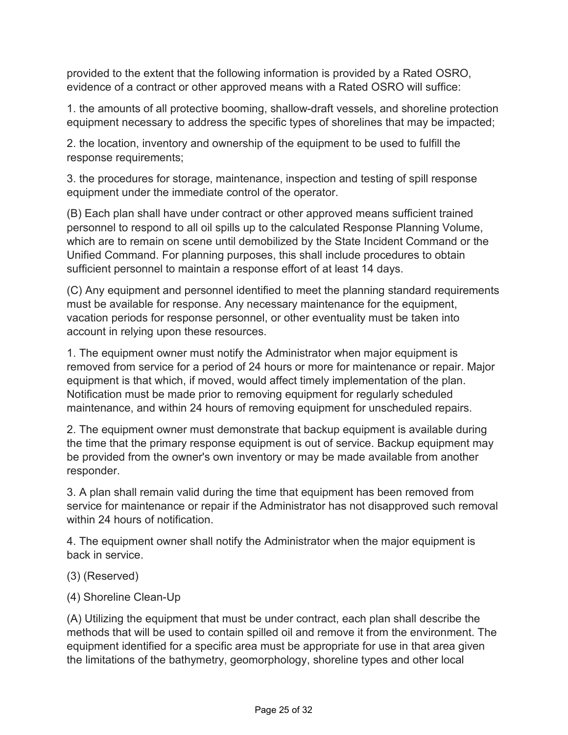provided to the extent that the following information is provided by a Rated OSRO, evidence of a contract or other approved means with a Rated OSRO will suffice:

1. the amounts of all protective booming, shallow-draft vessels, and shoreline protection equipment necessary to address the specific types of shorelines that may be impacted;

2. the location, inventory and ownership of the equipment to be used to fulfill the response requirements;

3. the procedures for storage, maintenance, inspection and testing of spill response equipment under the immediate control of the operator.

(B) Each plan shall have under contract or other approved means sufficient trained personnel to respond to all oil spills up to the calculated Response Planning Volume, which are to remain on scene until demobilized by the State Incident Command or the Unified Command. For planning purposes, this shall include procedures to obtain sufficient personnel to maintain a response effort of at least 14 days.

(C) Any equipment and personnel identified to meet the planning standard requirements must be available for response. Any necessary maintenance for the equipment, vacation periods for response personnel, or other eventuality must be taken into account in relying upon these resources.

1. The equipment owner must notify the Administrator when major equipment is removed from service for a period of 24 hours or more for maintenance or repair. Major equipment is that which, if moved, would affect timely implementation of the plan. Notification must be made prior to removing equipment for regularly scheduled maintenance, and within 24 hours of removing equipment for unscheduled repairs.

2. The equipment owner must demonstrate that backup equipment is available during the time that the primary response equipment is out of service. Backup equipment may be provided from the owner's own inventory or may be made available from another responder.

3. A plan shall remain valid during the time that equipment has been removed from service for maintenance or repair if the Administrator has not disapproved such removal within 24 hours of notification.

4. The equipment owner shall notify the Administrator when the major equipment is back in service.

(3) (Reserved)

(4) Shoreline Clean-Up

(A) Utilizing the equipment that must be under contract, each plan shall describe the methods that will be used to contain spilled oil and remove it from the environment. The equipment identified for a specific area must be appropriate for use in that area given the limitations of the bathymetry, geomorphology, shoreline types and other local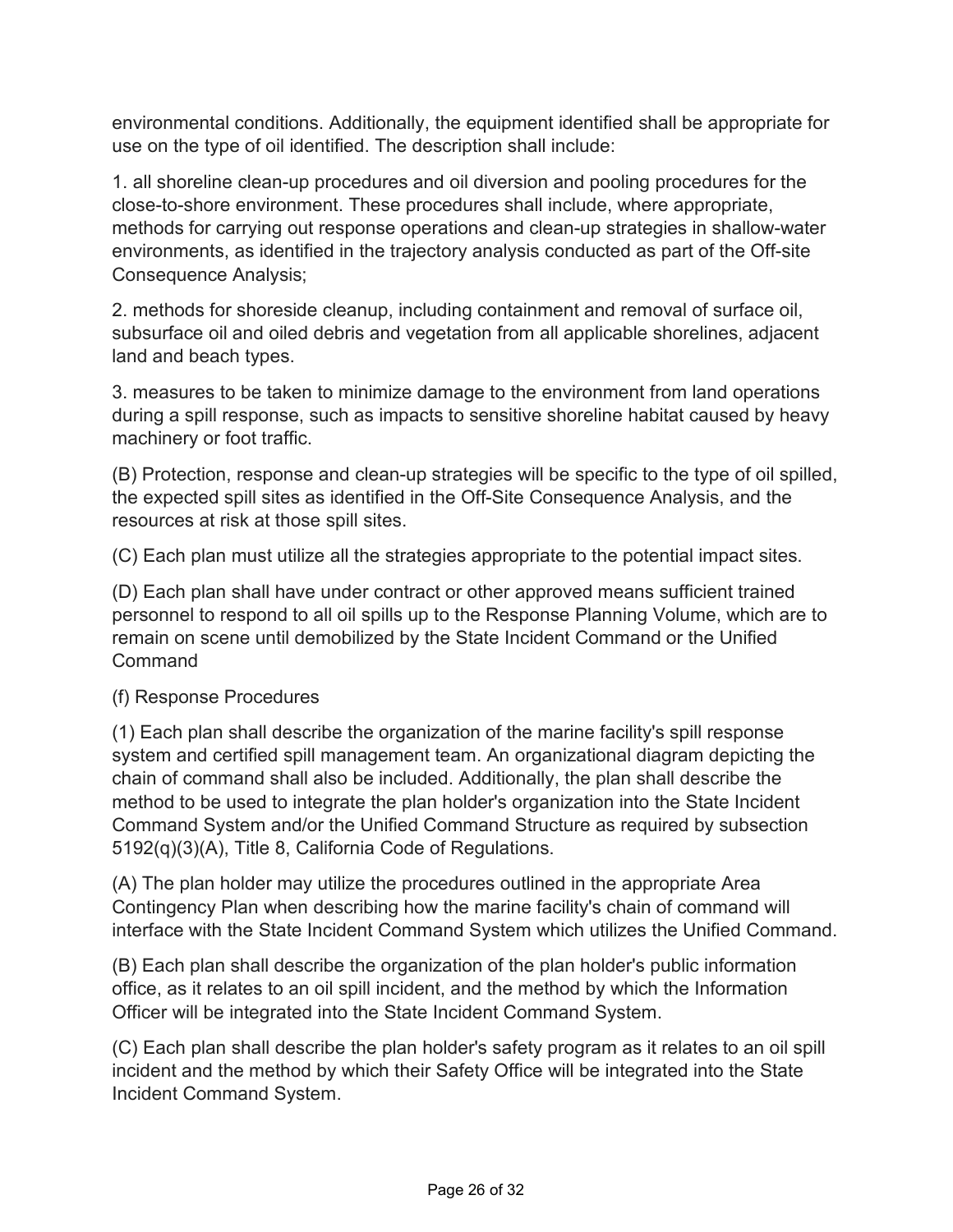environmental conditions. Additionally, the equipment identified shall be appropriate for use on the type of oil identified. The description shall include:

1. all shoreline clean-up procedures and oil diversion and pooling procedures for the close-to-shore environment. These procedures shall include, where appropriate, methods for carrying out response operations and clean-up strategies in shallow-water environments, as identified in the trajectory analysis conducted as part of the Off-site Consequence Analysis;

2. methods for shoreside cleanup, including containment and removal of surface oil, subsurface oil and oiled debris and vegetation from all applicable shorelines, adjacent land and beach types.

3. measures to be taken to minimize damage to the environment from land operations during a spill response, such as impacts to sensitive shoreline habitat caused by heavy machinery or foot traffic.

(B) Protection, response and clean-up strategies will be specific to the type of oil spilled, the expected spill sites as identified in the Off-Site Consequence Analysis, and the resources at risk at those spill sites.

(C) Each plan must utilize all the strategies appropriate to the potential impact sites.

(D) Each plan shall have under contract or other approved means sufficient trained personnel to respond to all oil spills up to the Response Planning Volume, which are to remain on scene until demobilized by the State Incident Command or the Unified Command

(f) Response Procedures

(1) Each plan shall describe the organization of the marine facility's spill response system and certified spill management team. An organizational diagram depicting the chain of command shall also be included. Additionally, the plan shall describe the method to be used to integrate the plan holder's organization into the State Incident Command System and/or the Unified Command Structure as required by subsection 5192(q)(3)(A), Title 8, California Code of Regulations.

(A) The plan holder may utilize the procedures outlined in the appropriate Area Contingency Plan when describing how the marine facility's chain of command will interface with the State Incident Command System which utilizes the Unified Command.

(B) Each plan shall describe the organization of the plan holder's public information office, as it relates to an oil spill incident, and the method by which the Information Officer will be integrated into the State Incident Command System.

(C) Each plan shall describe the plan holder's safety program as it relates to an oil spill incident and the method by which their Safety Office will be integrated into the State Incident Command System.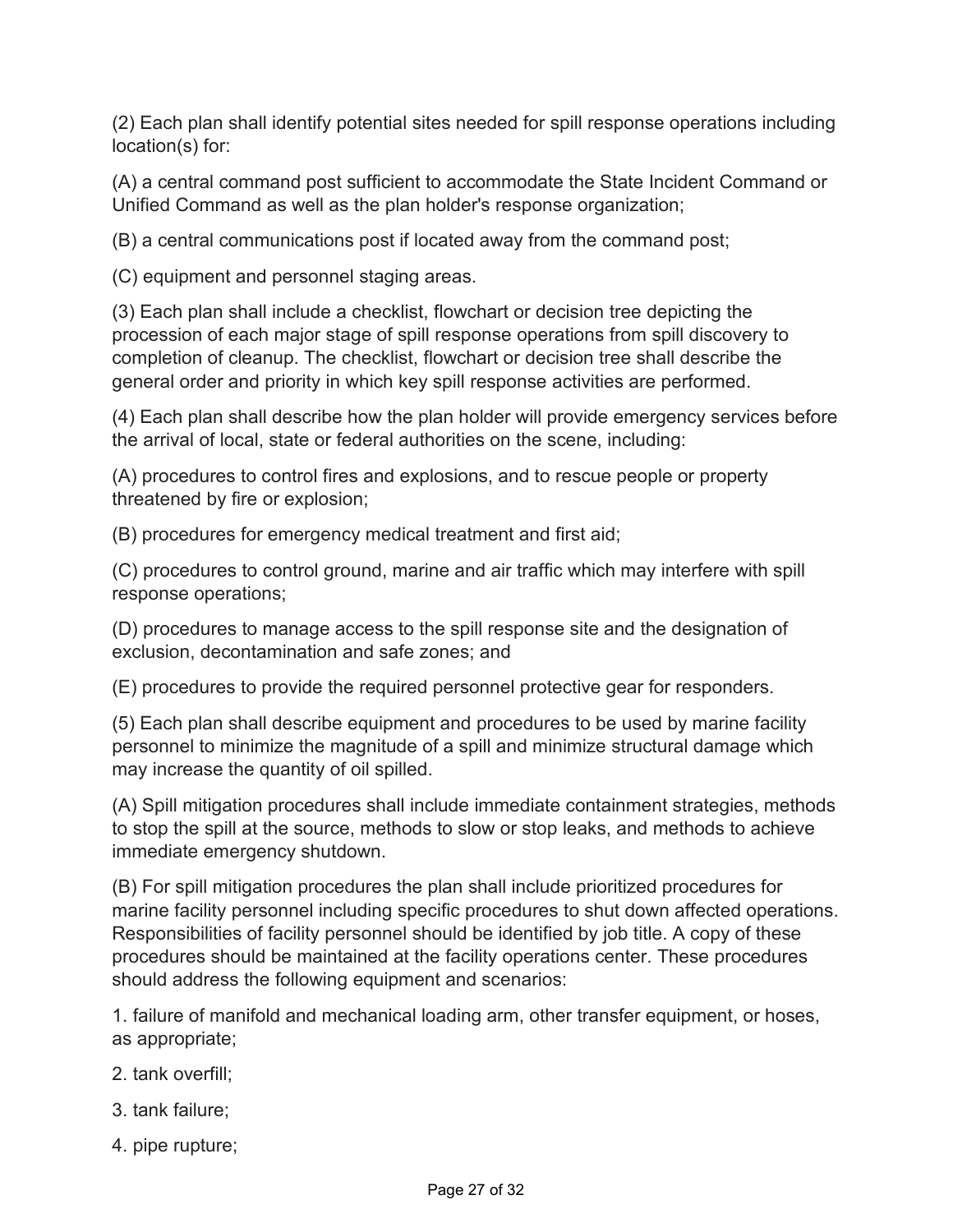(2) Each plan shall identify potential sites needed for spill response operations including location(s) for:

(A) a central command post sufficient to accommodate the State Incident Command or Unified Command as well as the plan holder's response organization;

(B) a central communications post if located away from the command post;

(C) equipment and personnel staging areas.

(3) Each plan shall include a checklist, flowchart or decision tree depicting the procession of each major stage of spill response operations from spill discovery to completion of cleanup. The checklist, flowchart or decision tree shall describe the general order and priority in which key spill response activities are performed.

(4) Each plan shall describe how the plan holder will provide emergency services before the arrival of local, state or federal authorities on the scene, including:

(A) procedures to control fires and explosions, and to rescue people or property threatened by fire or explosion;

(B) procedures for emergency medical treatment and first aid;

(C) procedures to control ground, marine and air traffic which may interfere with spill response operations;

(D) procedures to manage access to the spill response site and the designation of exclusion, decontamination and safe zones; and

(E) procedures to provide the required personnel protective gear for responders.

(5) Each plan shall describe equipment and procedures to be used by marine facility personnel to minimize the magnitude of a spill and minimize structural damage which may increase the quantity of oil spilled.

(A) Spill mitigation procedures shall include immediate containment strategies, methods to stop the spill at the source, methods to slow or stop leaks, and methods to achieve immediate emergency shutdown.

(B) For spill mitigation procedures the plan shall include prioritized procedures for marine facility personnel including specific procedures to shut down affected operations. Responsibilities of facility personnel should be identified by job title. A copy of these procedures should be maintained at the facility operations center. These procedures should address the following equipment and scenarios:

1. failure of manifold and mechanical loading arm, other transfer equipment, or hoses, as appropriate;

2. tank overfill;

3. tank failure;

4. pipe rupture;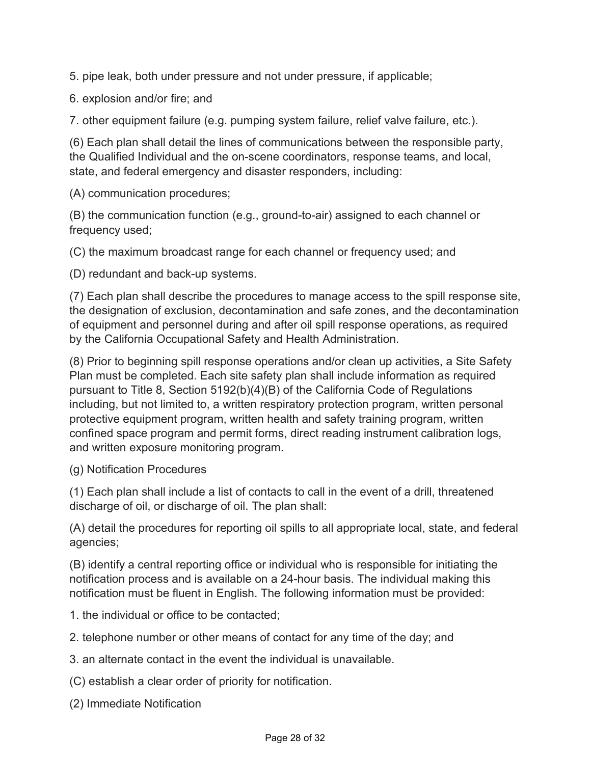5. pipe leak, both under pressure and not under pressure, if applicable;

6. explosion and/or fire; and

7. other equipment failure (e.g. pumping system failure, relief valve failure, etc.).

(6) Each plan shall detail the lines of communications between the responsible party, the Qualified Individual and the on-scene coordinators, response teams, and local, state, and federal emergency and disaster responders, including:

(A) communication procedures;

(B) the communication function (e.g., ground-to-air) assigned to each channel or frequency used;

(C) the maximum broadcast range for each channel or frequency used; and

(D) redundant and back-up systems.

(7) Each plan shall describe the procedures to manage access to the spill response site, the designation of exclusion, decontamination and safe zones, and the decontamination of equipment and personnel during and after oil spill response operations, as required by the California Occupational Safety and Health Administration.

(8) Prior to beginning spill response operations and/or clean up activities, a Site Safety Plan must be completed. Each site safety plan shall include information as required pursuant to Title 8, Section 5192(b)(4)(B) of the California Code of Regulations including, but not limited to, a written respiratory protection program, written personal protective equipment program, written health and safety training program, written confined space program and permit forms, direct reading instrument calibration logs, and written exposure monitoring program.

(g) Notification Procedures

(1) Each plan shall include a list of contacts to call in the event of a drill, threatened discharge of oil, or discharge of oil. The plan shall:

(A) detail the procedures for reporting oil spills to all appropriate local, state, and federal agencies;

(B) identify a central reporting office or individual who is responsible for initiating the notification process and is available on a 24-hour basis. The individual making this notification must be fluent in English. The following information must be provided:

1. the individual or office to be contacted;

2. telephone number or other means of contact for any time of the day; and

3. an alternate contact in the event the individual is unavailable.

(C) establish a clear order of priority for notification.

(2) Immediate Notification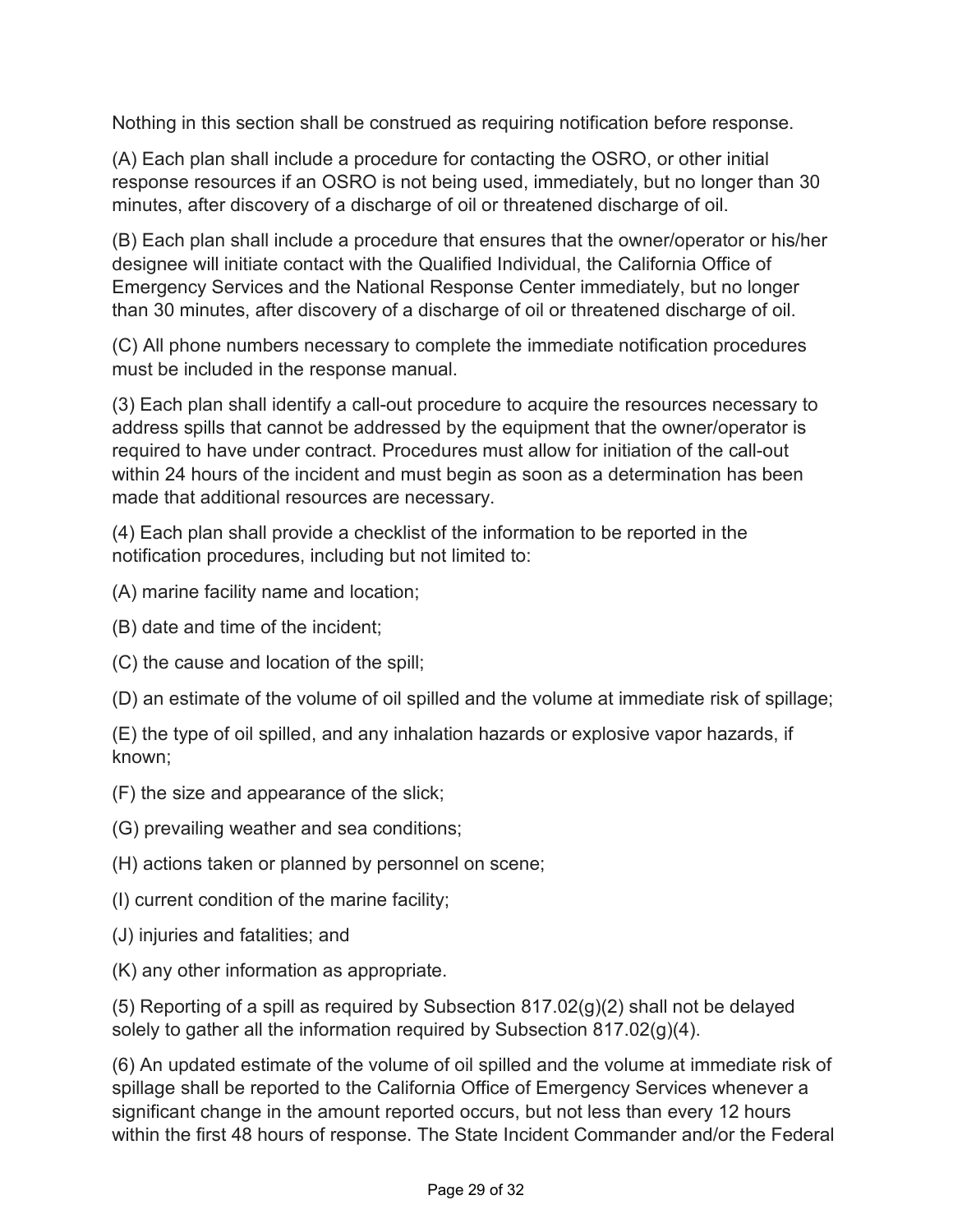Nothing in this section shall be construed as requiring notification before response.

(A) Each plan shall include a procedure for contacting the OSRO, or other initial response resources if an OSRO is not being used, immediately, but no longer than 30 minutes, after discovery of a discharge of oil or threatened discharge of oil.

(B) Each plan shall include a procedure that ensures that the owner/operator or his/her designee will initiate contact with the Qualified Individual, the California Office of Emergency Services and the National Response Center immediately, but no longer than 30 minutes, after discovery of a discharge of oil or threatened discharge of oil.

(C) All phone numbers necessary to complete the immediate notification procedures must be included in the response manual.

(3) Each plan shall identify a call-out procedure to acquire the resources necessary to address spills that cannot be addressed by the equipment that the owner/operator is required to have under contract. Procedures must allow for initiation of the call-out within 24 hours of the incident and must begin as soon as a determination has been made that additional resources are necessary.

(4) Each plan shall provide a checklist of the information to be reported in the notification procedures, including but not limited to:

(A) marine facility name and location;

(B) date and time of the incident;

(C) the cause and location of the spill;

(D) an estimate of the volume of oil spilled and the volume at immediate risk of spillage;

(E) the type of oil spilled, and any inhalation hazards or explosive vapor hazards, if known;

(F) the size and appearance of the slick;

(G) prevailing weather and sea conditions;

(H) actions taken or planned by personnel on scene;

(I) current condition of the marine facility;

(J) injuries and fatalities; and

(K) any other information as appropriate.

(5) Reporting of a spill as required by Subsection 817.02(g)(2) shall not be delayed solely to gather all the information required by Subsection 817.02(g)(4).

(6) An updated estimate of the volume of oil spilled and the volume at immediate risk of spillage shall be reported to the California Office of Emergency Services whenever a significant change in the amount reported occurs, but not less than every 12 hours within the first 48 hours of response. The State Incident Commander and/or the Federal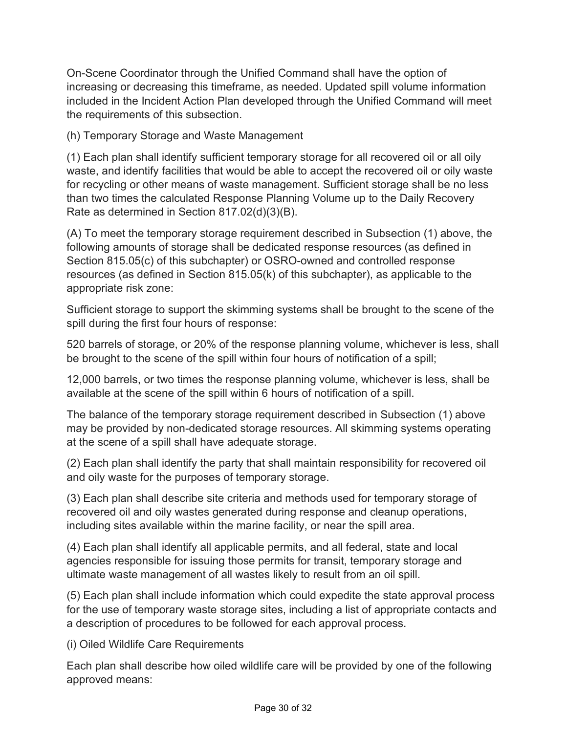On-Scene Coordinator through the Unified Command shall have the option of increasing or decreasing this timeframe, as needed. Updated spill volume information included in the Incident Action Plan developed through the Unified Command will meet the requirements of this subsection.

(h) Temporary Storage and Waste Management

(1) Each plan shall identify sufficient temporary storage for all recovered oil or all oily waste, and identify facilities that would be able to accept the recovered oil or oily waste for recycling or other means of waste management. Sufficient storage shall be no less than two times the calculated Response Planning Volume up to the Daily Recovery Rate as determined in Section 817.02(d)(3)(B).

(A) To meet the temporary storage requirement described in Subsection (1) above, the following amounts of storage shall be dedicated response resources (as defined in Section 815.05(c) of this subchapter) or OSRO-owned and controlled response resources (as defined in Section 815.05(k) of this subchapter), as applicable to the appropriate risk zone:

Sufficient storage to support the skimming systems shall be brought to the scene of the spill during the first four hours of response:

520 barrels of storage, or 20% of the response planning volume, whichever is less, shall be brought to the scene of the spill within four hours of notification of a spill;

12,000 barrels, or two times the response planning volume, whichever is less, shall be available at the scene of the spill within 6 hours of notification of a spill.

The balance of the temporary storage requirement described in Subsection (1) above may be provided by non-dedicated storage resources. All skimming systems operating at the scene of a spill shall have adequate storage.

(2) Each plan shall identify the party that shall maintain responsibility for recovered oil and oily waste for the purposes of temporary storage.

(3) Each plan shall describe site criteria and methods used for temporary storage of recovered oil and oily wastes generated during response and cleanup operations, including sites available within the marine facility, or near the spill area.

(4) Each plan shall identify all applicable permits, and all federal, state and local agencies responsible for issuing those permits for transit, temporary storage and ultimate waste management of all wastes likely to result from an oil spill.

(5) Each plan shall include information which could expedite the state approval process for the use of temporary waste storage sites, including a list of appropriate contacts and a description of procedures to be followed for each approval process.

(i) Oiled Wildlife Care Requirements

Each plan shall describe how oiled wildlife care will be provided by one of the following approved means: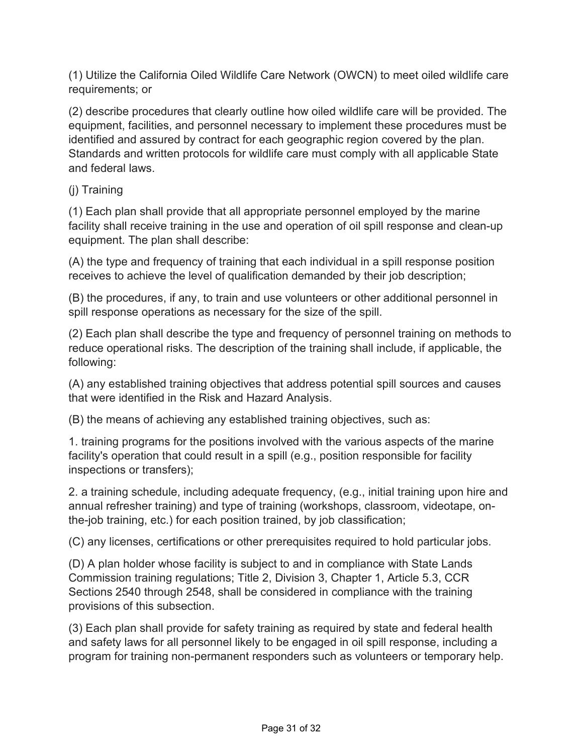(1) Utilize the California Oiled Wildlife Care Network (OWCN) to meet oiled wildlife care requirements; or

(2) describe procedures that clearly outline how oiled wildlife care will be provided. The equipment, facilities, and personnel necessary to implement these procedures must be identified and assured by contract for each geographic region covered by the plan. Standards and written protocols for wildlife care must comply with all applicable State and federal laws.

(j) Training

(1) Each plan shall provide that all appropriate personnel employed by the marine facility shall receive training in the use and operation of oil spill response and clean-up equipment. The plan shall describe:

(A) the type and frequency of training that each individual in a spill response position receives to achieve the level of qualification demanded by their job description;

(B) the procedures, if any, to train and use volunteers or other additional personnel in spill response operations as necessary for the size of the spill.

(2) Each plan shall describe the type and frequency of personnel training on methods to reduce operational risks. The description of the training shall include, if applicable, the following:

(A) any established training objectives that address potential spill sources and causes that were identified in the Risk and Hazard Analysis.

(B) the means of achieving any established training objectives, such as:

1. training programs for the positions involved with the various aspects of the marine facility's operation that could result in a spill (e.g., position responsible for facility inspections or transfers);

2. a training schedule, including adequate frequency, (e.g., initial training upon hire and annual refresher training) and type of training (workshops, classroom, videotape, on-the-job training, etc.) for each position trained, by job classification;

(C) any licenses, certifications or other prerequisites required to hold particular jobs.

(D) A plan holder whose facility is subject to and in compliance with State Lands Commission training regulations; Title 2, Division 3, Chapter 1, Article 5.3, CCR Sections 2540 through 2548, shall be considered in compliance with the training provisions of this subsection.

(3) Each plan shall provide for safety training as required by state and federal health and safety laws for all personnel likely to be engaged in oil spill response, including a program for training non-permanent responders such as volunteers or temporary help.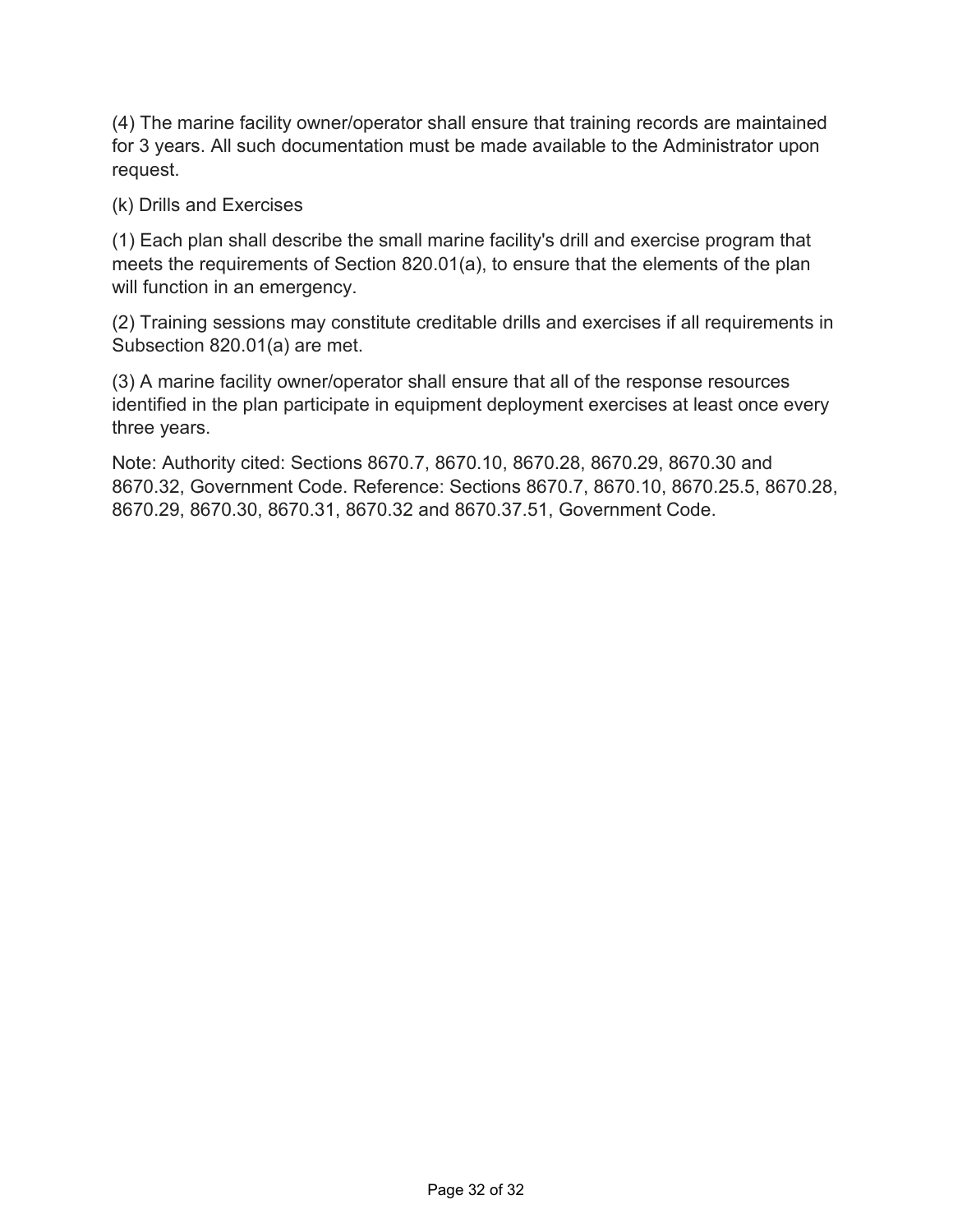(4) The marine facility owner/operator shall ensure that training records are maintained for 3 years. All such documentation must be made available to the Administrator upon request.

(k) Drills and Exercises

(1) Each plan shall describe the small marine facility's drill and exercise program that meets the requirements of Section 820.01(a), to ensure that the elements of the plan will function in an emergency.

(2) Training sessions may constitute creditable drills and exercises if all requirements in Subsection 820.01(a) are met.

(3) A marine facility owner/operator shall ensure that all of the response resources identified in the plan participate in equipment deployment exercises at least once every three years.

Note: Authority cited: Sections 8670.7, 8670.10, 8670.28, 8670.29, 8670.30 and 8670.32, Government Code. Reference: Sections 8670.7, 8670.10, 8670.25.5, 8670.28, 8670.29, 8670.30, 8670.31, 8670.32 and 8670.37.51, Government Code.